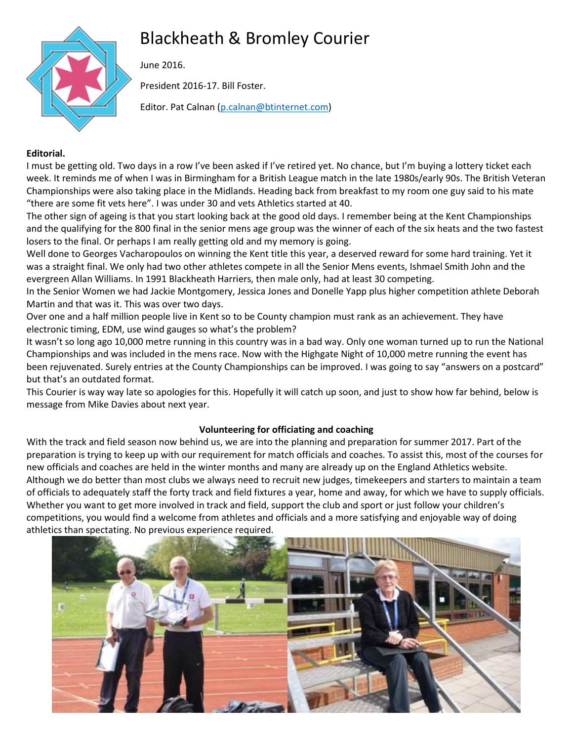# Blackheath & Bromley Courier

June 2016.

President 2016-17. Bill Foster.

Editor. Pat Calnan (p.calnan@btinternet.com)

**Editorial.**

I must be getting old. Two days in a row I've been asked if I've retired yet. No chance, but I'm buying a lottery ticket each week. It reminds me of when I was in Birmingham for a British League match in the late 1980s/early 90s. The British Veteran Championships were also taking place in the Midlands. Heading back from breakfast to my room one guy said to his mate "there are some fit vets here". I was under 30 and vets Athletics started at 40.

The other sign of ageing is that you start looking back at the good old days. I remember being at the Kent Championships and the qualifying for the 800 final in the senior mens age group was the winner of each of the six heats and the two fastest losers to the final. Or perhaps I am really getting old and my memory is going.

Well done to Georges Vacharopoulos on winning the Kent title this year, a deserved reward for some hard training. Yet it was a straight final. We only had two other athletes compete in all the Senior Mens events, Ishmael Smith John and the evergreen Allan Williams. In 1991 Blackheath Harriers, then male only, had at least 30 competing.

In the Senior Women we had Jackie Montgomery, Jessica Jones and Donelle Yapp plus higher competition athlete Deborah Martin and that was it. This was over two days.

Over one and a half million people live in Kent so to be County champion must rank as an achievement. They have electronic timing, EDM, use wind gauges so what's the problem?

It wasn't so long ago 10,000 metre running in this country was in a bad way. Only one woman turned up to run the National Championships and was included in the mens race. Now with the Highgate Night of 10,000 metre running the event has been rejuvenated. Surely entries at the County Championships can be improved. I was going to say "answers on a postcard" but that's an outdated format.

This Courier is way way late so apologies for this. Hopefully it will catch up soon, and just to show how far behind, below is message from Mike Davies about next year.

**Volunteering for officiating and coaching**

With the track and field season now behind us, we are into the planning and preparation for summer 2017. Part of the preparation is trying to keep up with our requirement for match officials and coaches. To assist this, most of the courses for new officials and coaches are held in the winter months and many are already up on the England Athletics website. Although we do better than most clubs we always need to recruit new judges, timekeepers and starters to maintain a team of officials to adequately staff the forty track and field fixtures a year, home and away, for which we have to supply officials. Whether you want to get more involved in track and field, support the club and sport or just follow your children's competitions, you would find a welcome from athletes and officials and a more satisfying and enjoyable way of doing athletics than spectating. No previous experience required.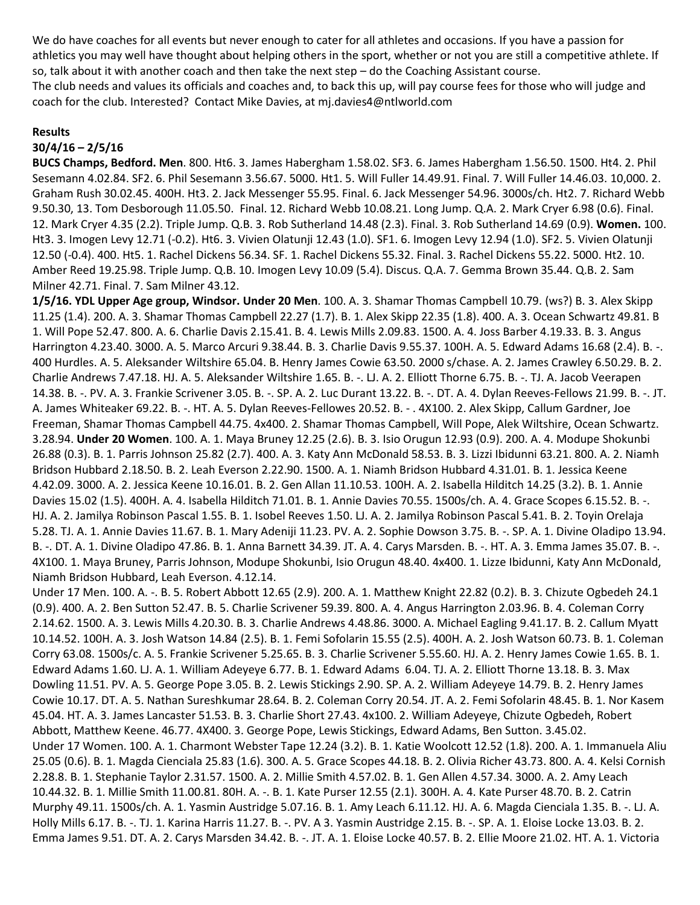We do have coaches for all events but never enough to cater for all athletes and occasions. If you have a passion for athletics you may well have thought about helping others in the sport, whether or not you are still a competitive athlete. If so, talk about it with another coach and then take the next step – do the Coaching Assistant course.

The club needs and values its officials and coaches and, to back this up, will pay course fees for those who will judge and coach for the club. Interested? Contact Mike Davies, at mj.davies4@ntlworld.com

**Results**

**30/4/16 – 2/5/16**

**BUCS Champs, Bedford. Men**. 800. Ht6. 3. James Habergham 1.58.02. SF3. 6. James Habergham 1.56.50. 1500. Ht4. 2. Phil Sesemann 4.02.84. SF2. 6. Phil Sesemann 3.56.67. 5000. Ht1. 5. Will Fuller 14.49.91. Final. 7. Will Fuller 14.46.03. 10,000. 2. Graham Rush 30.02.45. 400H. Ht3. 2. Jack Messenger 55.95. Final. 6. Jack Messenger 54.96. 3000s/ch. Ht2. 7. Richard Webb 9.50.30, 13. Tom Desborough 11.05.50. Final. 12. Richard Webb 10.08.21. Long Jump. Q.A. 2. Mark Cryer 6.98 (0.6). Final. 12. Mark Cryer 4.35 (2.2). Triple Jump. Q.B. 3. Rob Sutherland 14.48 (2.3). Final. 3. Rob Sutherland 14.69 (0.9). **Women.** 100. Ht3. 3. Imogen Levy 12.71 (-0.2). Ht6. 3. Vivien Olatunji 12.43 (1.0). SF1. 6. Imogen Levy 12.94 (1.0). SF2. 5. Vivien Olatunji 12.50 (-0.4). 400. Ht5. 1. Rachel Dickens 56.34. SF. 1. Rachel Dickens 55.32. Final. 3. Rachel Dickens 55.22. 5000. Ht2. 10. Amber Reed 19.25.98. Triple Jump. Q.B. 10. Imogen Levy 10.09 (5.4). Discus. Q.A. 7. Gemma Brown 35.44. Q.B. 2. Sam Milner 42.71. Final. 7. Sam Milner 43.12.

**1/5/16. YDL Upper Age group, Windsor. Under 20 Men**. 100. A. 3. Shamar Thomas Campbell 10.79. (ws?) B. 3. Alex Skipp 11.25 (1.4). 200. A. 3. Shamar Thomas Campbell 22.27 (1.7). B. 1. Alex Skipp 22.35 (1.8). 400. A. 3. Ocean Schwartz 49.81. B 1. Will Pope 52.47. 800. A. 6. Charlie Davis 2.15.41. B. 4. Lewis Mills 2.09.83. 1500. A. 4. Joss Barber 4.19.33. B. 3. Angus Harrington 4.23.40. 3000. A. 5. Marco Arcuri 9.38.44. B. 3. Charlie Davis 9.55.37. 100H. A. 5. Edward Adams 16.68 (2.4). B. -. 400 Hurdles. A. 5. Aleksander Wiltshire 65.04. B. Henry James Cowie 63.50. 2000 s/chase. A. 2. James Crawley 6.50.29. B. 2. Charlie Andrews 7.47.18. HJ. A. 5. Aleksander Wiltshire 1.65. B. -. LJ. A. 2. Elliott Thorne 6.75. B. -. TJ. A. Jacob Veerapen 14.38. B. -. PV. A. 3. Frankie Scrivener 3.05. B. -. SP. A. 2. Luc Durant 13.22. B. -. DT. A. 4. Dylan Reeves-Fellows 21.99. B. -. JT. A. James Whiteaker 69.22. B. -. HT. A. 5. Dylan Reeves-Fellowes 20.52. B. - . 4X100. 2. Alex Skipp, Callum Gardner, Joe Freeman, Shamar Thomas Campbell 44.75. 4x400. 2. Shamar Thomas Campbell, Will Pope, Alek Wiltshire, Ocean Schwartz. 3.28.94. **Under 20 Women**. 100. A. 1. Maya Bruney 12.25 (2.6). B. 3. Isio Orugun 12.93 (0.9). 200. A. 4. Modupe Shokunbi 26.88 (0.3). B. 1. Parris Johnson 25.82 (2.7). 400. A. 3. Katy Ann McDonald 58.53. B. 3. Lizzi Ibidunni 63.21. 800. A. 2. Niamh Bridson Hubbard 2.18.50. B. 2. Leah Everson 2.22.90. 1500. A. 1. Niamh Bridson Hubbard 4.31.01. B. 1. Jessica Keene 4.42.09. 3000. A. 2. Jessica Keene 10.16.01. B. 2. Gen Allan 11.10.53. 100H. A. 2. Isabella Hilditch 14.25 (3.2). B. 1. Annie Davies 15.02 (1.5). 400H. A. 4. Isabella Hilditch 71.01. B. 1. Annie Davies 70.55. 1500s/ch. A. 4. Grace Scopes 6.15.52. B. -. HJ. A. 2. Jamilya Robinson Pascal 1.55. B. 1. Isobel Reeves 1.50. LJ. A. 2. Jamilya Robinson Pascal 5.41. B. 2. Toyin Orelaja 5.28. TJ. A. 1. Annie Davies 11.67. B. 1. Mary Adeniji 11.23. PV. A. 2. Sophie Dowson 3.75. B. -. SP. A. 1. Divine Oladipo 13.94. B. -. DT. A. 1. Divine Oladipo 47.86. B. 1. Anna Barnett 34.39. JT. A. 4. Carys Marsden. B. -. HT. A. 3. Emma James 35.07. B. -. 4X100. 1. Maya Bruney, Parris Johnson, Modupe Shokunbi, Isio Orugun 48.40. 4x400. 1. Lizze Ibidunni, Katy Ann McDonald, Niamh Bridson Hubbard, Leah Everson. 4.12.14.

Under 17 Men. 100. A. -. B. 5. Robert Abbott 12.65 (2.9). 200. A. 1. Matthew Knight 22.82 (0.2). B. 3. Chizute Ogbedeh 24.1 (0.9). 400. A. 2. Ben Sutton 52.47. B. 5. Charlie Scrivener 59.39. 800. A. 4. Angus Harrington 2.03.96. B. 4. Coleman Corry 2.14.62. 1500. A. 3. Lewis Mills 4.20.30. B. 3. Charlie Andrews 4.48.86. 3000. A. Michael Eagling 9.41.17. B. 2. Callum Myatt 10.14.52. 100H. A. 3. Josh Watson 14.84 (2.5). B. 1. Femi Sofolarin 15.55 (2.5). 400H. A. 2. Josh Watson 60.73. B. 1. Coleman Corry 63.08. 1500s/c. A. 5. Frankie Scrivener 5.25.65. B. 3. Charlie Scrivener 5.55.60. HJ. A. 2. Henry James Cowie 1.65. B. 1. Edward Adams 1.60. LJ. A. 1. William Adeyeye 6.77. B. 1. Edward Adams 6.04. TJ. A. 2. Elliott Thorne 13.18. B. 3. Max Dowling 11.51. PV. A. 5. George Pope 3.05. B. 2. Lewis Stickings 2.90. SP. A. 2. William Adeyeye 14.79. B. 2. Henry James Cowie 10.17. DT. A. 5. Nathan Sureshkumar 28.64. B. 2. Coleman Corry 20.54. JT. A. 2. Femi Sofolarin 48.45. B. 1. Nor Kasem 45.04. HT. A. 3. James Lancaster 51.53. B. 3. Charlie Short 27.43. 4x100. 2. William Adeyeye, Chizute Ogbedeh, Robert Abbott, Matthew Keene. 46.77. 4X400. 3. George Pope, Lewis Stickings, Edward Adams, Ben Sutton. 3.45.02.

Under 17 Women. 100. A. 1. Charmont Webster Tape 12.24 (3.2). B. 1. Katie Woolcott 12.52 (1.8). 200. A. 1. Immanuela Aliu 25.05 (0.6). B. 1. Magda Cienciala 25.83 (1.6). 300. A. 5. Grace Scopes 44.18. B. 2. Olivia Richer 43.73. 800. A. 4. Kelsi Cornish 2.28.8. B. 1. Stephanie Taylor 2.31.57. 1500. A. 2. Millie Smith 4.57.02. B. 1. Gen Allen 4.57.34. 3000. A. 2. Amy Leach 10.44.32. B. 1. Millie Smith 11.00.81. 80H. A. -. B. 1. Kate Purser 12.55 (2.1). 300H. A. 4. Kate Purser 48.70. B. 2. Catrin Murphy 49.11. 1500s/ch. A. 1. Yasmin Austridge 5.07.16. B. 1. Amy Leach 6.11.12. HJ. A. 6. Magda Cienciala 1.35. B. -. LJ. A. Holly Mills 6.17. B. -. TJ. 1. Karina Harris 11.27. B. -. PV. A 3. Yasmin Austridge 2.15. B. -. SP. A. 1. Eloise Locke 13.03. B. 2. Emma James 9.51. DT. A. 2. Carys Marsden 34.42. B. -. JT. A. 1. Eloise Locke 40.57. B. 2. Ellie Moore 21.02. HT. A. 1. Victoria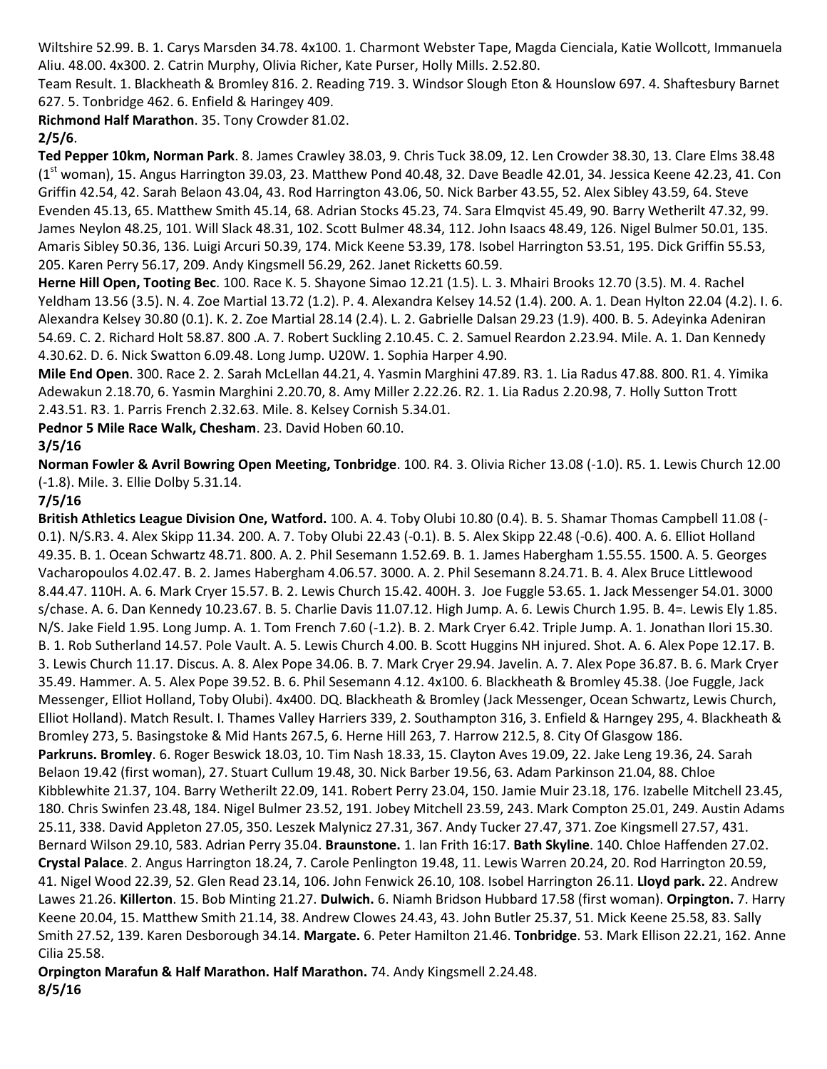Wiltshire 52.99. B. 1. Carys Marsden 34.78. 4x100. 1. Charmont Webster Tape, Magda Cienciala, Katie Wollcott, Immanuela Aliu. 48.00. 4x300. 2. Catrin Murphy, Olivia Richer, Kate Purser, Holly Mills. 2.52.80.

Team Result. 1. Blackheath & Bromley 816. 2. Reading 719. 3. Windsor Slough Eton & Hounslow 697. 4. Shaftesbury Barnet 627. 5. Tonbridge 462. 6. Enfield & Haringey 409.

**Richmond Half Marathon**. 35. Tony Crowder 81.02.

**2/5/6**.

**Ted Pepper 10km, Norman Park**. 8. James Crawley 38.03, 9. Chris Tuck 38.09, 12. Len Crowder 38.30, 13. Clare Elms 38.48 (1st woman), 15. Angus Harrington 39.03, 23. Matthew Pond 40.48, 32. Dave Beadle 42.01, 34. Jessica Keene 42.23, 41. Con Griffin 42.54, 42. Sarah Belaon 43.04, 43. Rod Harrington 43.06, 50. Nick Barber 43.55, 52. Alex Sibley 43.59, 64. Steve Evenden 45.13, 65. Matthew Smith 45.14, 68. Adrian Stocks 45.23, 74. Sara Elmqvist 45.49, 90. Barry Wetherilt 47.32, 99. James Neylon 48.25, 101. Will Slack 48.31, 102. Scott Bulmer 48.34, 112. John Isaacs 48.49, 126. Nigel Bulmer 50.01, 135. Amaris Sibley 50.36, 136. Luigi Arcuri 50.39, 174. Mick Keene 53.39, 178. Isobel Harrington 53.51, 195. Dick Griffin 55.53, 205. Karen Perry 56.17, 209. Andy Kingsmell 56.29, 262. Janet Ricketts 60.59.

**Herne Hill Open, Tooting Bec**. 100. Race K. 5. Shayone Simao 12.21 (1.5). L. 3. Mhairi Brooks 12.70 (3.5). M. 4. Rachel Yeldham 13.56 (3.5). N. 4. Zoe Martial 13.72 (1.2). P. 4. Alexandra Kelsey 14.52 (1.4). 200. A. 1. Dean Hylton 22.04 (4.2). I. 6. Alexandra Kelsey 30.80 (0.1). K. 2. Zoe Martial 28.14 (2.4). L. 2. Gabrielle Dalsan 29.23 (1.9). 400. B. 5. Adeyinka Adeniran 54.69. C. 2. Richard Holt 58.87. 800 .A. 7. Robert Suckling 2.10.45. C. 2. Samuel Reardon 2.23.94. Mile. A. 1. Dan Kennedy 4.30.62. D. 6. Nick Swatton 6.09.48. Long Jump. U20W. 1. Sophia Harper 4.90.

**Mile End Open**. 300. Race 2. 2. Sarah McLellan 44.21, 4. Yasmin Marghini 47.89. R3. 1. Lia Radus 47.88. 800. R1. 4. Yimika Adewakun 2.18.70, 6. Yasmin Marghini 2.20.70, 8. Amy Miller 2.22.26. R2. 1. Lia Radus 2.20.98, 7. Holly Sutton Trott 2.43.51. R3. 1. Parris French 2.32.63. Mile. 8. Kelsey Cornish 5.34.01.

**Pednor 5 Mile Race Walk, Chesham**. 23. David Hoben 60.10.

**3/5/16**

**Norman Fowler & Avril Bowring Open Meeting, Tonbridge**. 100. R4. 3. Olivia Richer 13.08 (-1.0). R5. 1. Lewis Church 12.00 (-1.8). Mile. 3. Ellie Dolby 5.31.14.

**7/5/16**

**British Athletics League Division One, Watford.** 100. A. 4. Toby Olubi 10.80 (0.4). B. 5. Shamar Thomas Campbell 11.08 (-0.1). N/S.R3. 4. Alex Skipp 11.34. 200. A. 7. Toby Olubi 22.43 (-0.1). B. 5. Alex Skipp 22.48 (-0.6). 400. A. 6. Elliot Holland 49.35. B. 1. Ocean Schwartz 48.71. 800. A. 2. Phil Sesemann 1.52.69. B. 1. James Habergham 1.55.55. 1500. A. 5. Georges Vacharopoulos 4.02.47. B. 2. James Habergham 4.06.57. 3000. A. 2. Phil Sesemann 8.24.71. B. 4. Alex Bruce Littlewood 8.44.47. 110H. A. 6. Mark Cryer 15.57. B. 2. Lewis Church 15.42. 400H. 3. Joe Fuggle 53.65. 1. Jack Messenger 54.01. 3000 s/chase. A. 6. Dan Kennedy 10.23.67. B. 5. Charlie Davis 11.07.12. High Jump. A. 6. Lewis Church 1.95. B. 4=. Lewis Ely 1.85. N/S. Jake Field 1.95. Long Jump. A. 1. Tom French 7.60 (-1.2). B. 2. Mark Cryer 6.42. Triple Jump. A. 1. Jonathan Ilori 15.30. B. 1. Rob Sutherland 14.57. Pole Vault. A. 5. Lewis Church 4.00. B. Scott Huggins NH injured. Shot. A. 6. Alex Pope 12.17. B. 3. Lewis Church 11.17. Discus. A. 8. Alex Pope 34.06. B. 7. Mark Cryer 29.94. Javelin. A. 7. Alex Pope 36.87. B. 6. Mark Cryer 35.49. Hammer. A. 5. Alex Pope 39.52. B. 6. Phil Sesemann 4.12. 4x100. 6. Blackheath & Bromley 45.38. (Joe Fuggle, Jack Messenger, Elliot Holland, Toby Olubi). 4x400. DQ. Blackheath & Bromley (Jack Messenger, Ocean Schwartz, Lewis Church, Elliot Holland). Match Result. I. Thames Valley Harriers 339, 2. Southampton 316, 3. Enfield & Harngey 295, 4. Blackheath & Bromley 273, 5. Basingstoke & Mid Hants 267.5, 6. Herne Hill 263, 7. Harrow 212.5, 8. City Of Glasgow 186.

**Parkruns. Bromley**. 6. Roger Beswick 18.03, 10. Tim Nash 18.33, 15. Clayton Aves 19.09, 22. Jake Leng 19.36, 24. Sarah Belaon 19.42 (first woman), 27. Stuart Cullum 19.48, 30. Nick Barber 19.56, 63. Adam Parkinson 21.04, 88. Chloe Kibblewhite 21.37, 104. Barry Wetherilt 22.09, 141. Robert Perry 23.04, 150. Jamie Muir 23.18, 176. Izabelle Mitchell 23.45, 180. Chris Swinfen 23.48, 184. Nigel Bulmer 23.52, 191. Jobey Mitchell 23.59, 243. Mark Compton 25.01, 249. Austin Adams 25.11, 338. David Appleton 27.05, 350. Leszek Malynicz 27.31, 367. Andy Tucker 27.47, 371. Zoe Kingsmell 27.57, 431. Bernard Wilson 29.10, 583. Adrian Perry 35.04. **Braunstone.** 1. Ian Frith 16:17. **Bath Skyline**. 140. Chloe Haffenden 27.02. **Crystal Palace**. 2. Angus Harrington 18.24, 7. Carole Penlington 19.48, 11. Lewis Warren 20.24, 20. Rod Harrington 20.59, 41. Nigel Wood 22.39, 52. Glen Read 23.14, 106. John Fenwick 26.10, 108. Isobel Harrington 26.11. **Lloyd park.** 22. Andrew Lawes 21.26. **Killerton**. 15. Bob Minting 21.27. **Dulwich.** 6. Niamh Bridson Hubbard 17.58 (first woman). **Orpington.** 7. Harry Keene 20.04, 15. Matthew Smith 21.14, 38. Andrew Clowes 24.43, 43. John Butler 25.37, 51. Mick Keene 25.58, 83. Sally Smith 27.52, 139. Karen Desborough 34.14. **Margate.** 6. Peter Hamilton 21.46. **Tonbridge**. 53. Mark Ellison 22.21, 162. Anne Cilia 25.58.

**Orpington Marafun & Half Marathon. Half Marathon.** 74. Andy Kingsmell 2.24.48.

**8/5/16**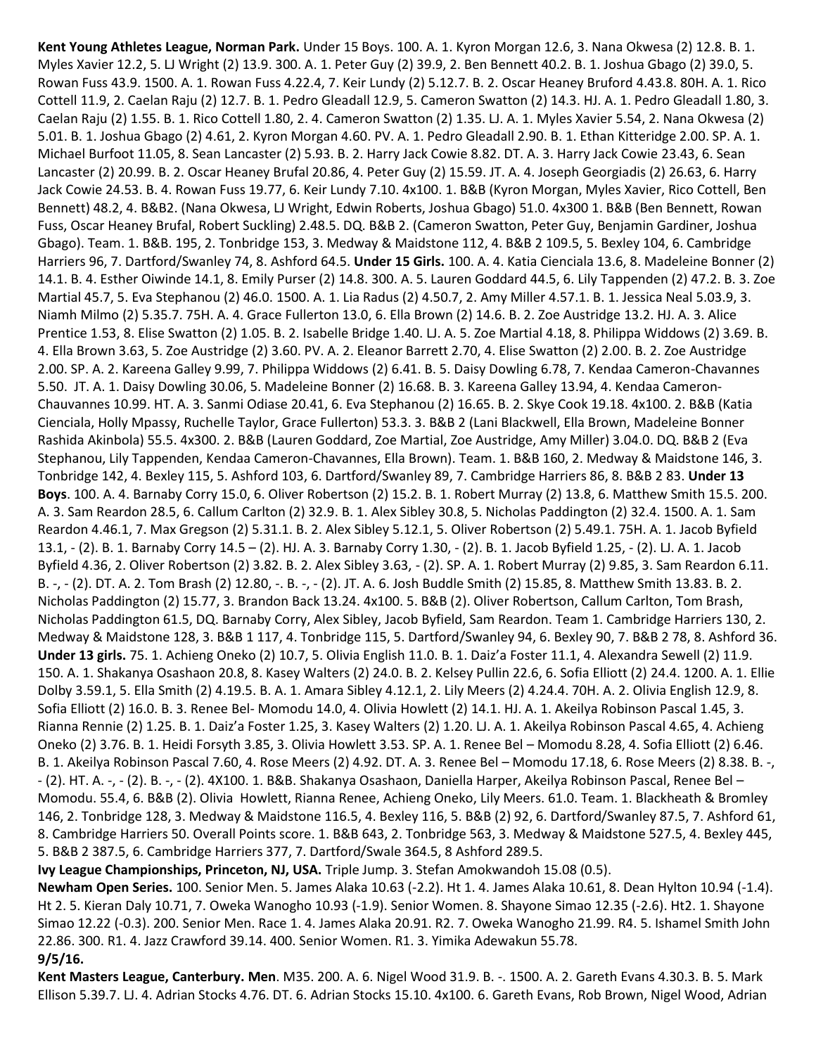**Kent Young Athletes League, Norman Park.** Under 15 Boys. 100. A. 1. Kyron Morgan 12.6, 3. Nana Okwesa (2) 12.8. B. 1. Myles Xavier 12.2, 5. LJ Wright (2) 13.9. 300. A. 1. Peter Guy (2) 39.9, 2. Ben Bennett 40.2. B. 1. Joshua Gbago (2) 39.0, 5. Rowan Fuss 43.9. 1500. A. 1. Rowan Fuss 4.22.4, 7. Keir Lundy 5.12.7. B. 2. Oscar Heaney Bruford 4.43.8. 80H. A. 1. Rico Cottell 11.9, 2. Caelan Raju (2) 12.7. B. 1. Pedro Gleadall 12.9, 5. Cameron Swatton (2) 14.3. HJ. A. 1. Pedro Gleadall 1.80, 3. Caelan Raju (2) 1.55. B. 1. Rico Cottell 1.80, 2. 4. Cameron Swatton (2) 1.35. LJ. A. 1. Myles Xavier 5.54, 2. Nana Okwesa (2) 5.01. B. 1. Joshua Gbago (2) 4.61, 2. Kyron Morgan 4.60. PV. A. 1. Pedro Gleadall 2.90. B. 1. Ethan Kitteridge 2.00. SP. A. 1. Michael Burfoot 11.05, 8. Sean Lancaster (2) 5.93. B. 2. Harry Jack Cowie 8.82. DT. A. 3. Harry Jack Cowie 23.43, 6. Sean Lancaster (2) 20.99. B. 2. Oscar Heaney Brufal 20.86, 4. Peter Guy (2) 15.59. JT. A. 4. Joseph Georgiadis (2) 26.63, 6. Harry Jack Cowie 24.53. B. 4. Rowan Fuss 19.77, 6. Keir Lundy 7.10. 4x100. 1. B&B (Kyron Morgan, Myles Xavier, Rico Cottell, Ben Bennett) 48.2, 4. B&B2. (Nana Okwesa, LJ Wright, Edwin Roberts, Joshua Gbago) 51.0. 4x300 1. B&B (Ben Bennett, Rowan Fuss, Oscar Heaney Brufal, Robert Suckling) 2.48.5. DQ. B&B 2. (Cameron Swatton, Peter Guy, Benjamin Gardiner, Joshua Gbago). Team. 1. B&B. 195, 2. Tonbridge 153, 3. Medway & Maidstone 112, 4. B&B 2 109.5, 5. Bexley 104, 6. Cambridge Harriers 96, 7. Dartford/Swanley 74, 8. Ashford 64.5. **Under 15 Girls.** 100. A. 4. Katia Cienciala 13.6, 8. Madeleine Bonner (2) 14.1. B. 4. Esther Oiwinde 14.1, 8. Emily Purser (2) 14.8. 300. A. 5. Lauren Goddard 44.5, 6. Lily Tappenden (2) 47.2. B. 3. Zoe Martial 45.7, 5. Eva Stephanou (2) 46.0. 1500. A. 1. Lia Radus (2) 4.50.7, 2. Amy Miller 4.57.1. B. 1. Jessica Neal 5.03.9, 3. Niamh Milmo (2) 5.35.7. 75H. A. 4. Grace Fullerton 13.0, 6. Ella Brown (2) 14.6. B. 2. Zoe Austridge 13.2. HJ. A. 3. Alice Prentice 1.53, 8. Elise Swatton (2) 1.05. B. 2. Isabelle Bridge 1.40. LJ. A. 5. Zoe Martial 4.18, 8. Philippa Widdows (2) 3.69. B. 4. Ella Brown 3.63, 5. Zoe Austridge (2) 3.60. PV. A. 2. Eleanor Barrett 2.70, 4. Elise Swatton (2) 2.00. B. 2. Zoe Austridge 2.00. SP. A. 2. Kareena Galley 9.99, 7. Philippa Widdows (2) 6.41. B. 5. Daisy Dowling 6.78, 7. Kendaa Cameron-Chavannes 5.50. JT. A. 1. Daisy Dowling 30.06, 5. Madeleine Bonner (2) 16.68. B. 3. Kareena Galley 13.94, 4. Kendaa Cameron-Chauvannes 10.99. HT. A. 3. Sanmi Odiase 20.41, 6. Eva Stephanou (2) 16.65. B. 2. Skye Cook 19.18. 4x100. 2. B&B (Katia Cienciala, Holly Mpassy, Ruchelle Taylor, Grace Fullerton) 53.3. 3. B&B 2 (Lani Blackwell, Ella Brown, Madeleine Bonner Rashida Akinbola) 55.5. 4x300. 2. B&B (Lauren Goddard, Zoe Martial, Zoe Austridge, Amy Miller) 3.04.0. DQ. B&B 2 (Eva Stephanou, Lily Tappenden, Kendaa Cameron-Chavannes, Ella Brown). Team. 1. B&B 160, 2. Medway & Maidstone 146, 3. Tonbridge 142, 4. Bexley 115, 5. Ashford 103, 6. Dartford/Swanley 89, 7. Cambridge Harriers 86, 8. B&B 2 83. **Under 13 Boys**. 100. A. 4. Barnaby Corry 15.0, 6. Oliver Robertson (2) 15.2. B. 1. Robert Murray (2) 13.8, 6. Matthew Smith 15.5. 200. A. 3. Sam Reardon 28.5, 6. Callum Carlton (2) 32.9. B. 1. Alex Sibley 30.8, 5. Nicholas Paddington (2) 32.4. 1500. A. 1. Sam Reardon 4.46.1, 7. Max Gregson (2) 5.31.1. B. 2. Alex Sibley 5.12.1, 5. Oliver Robertson (2) 5.49.1. 75H. A. 1. Jacob Byfield 13.1, - (2). B. 1. Barnaby Corry 14.5 – (2). HJ. A. 3. Barnaby Corry 1.30, - (2). B. 1. Jacob Byfield 1.25, - (2). LJ. A. 1. Jacob Byfield 4.36, 2. Oliver Robertson (2) 3.82. B. 2. Alex Sibley 3.63, - (2). SP. A. 1. Robert Murray (2) 9.85, 3. Sam Reardon 6.11. B. -, - (2). DT. A. 2. Tom Brash (2) 12.80, -. B. -, - (2). JT. A. 6. Josh Buddle Smith (2) 15.85, 8. Matthew Smith 13.83. B. 2. Nicholas Paddington (2) 15.77, 3. Brandon Back 13.24. 4x100. 5. B&B (2). Oliver Robertson, Callum Carlton, Tom Brash, Nicholas Paddington 61.5, DQ. Barnaby Corry, Alex Sibley, Jacob Byfield, Sam Reardon. Team 1. Cambridge Harriers 130, 2. Medway & Maidstone 128, 3. B&B 1 117, 4. Tonbridge 115, 5. Dartford/Swanley 94, 6. Bexley 90, 7. B&B 2 78, 8. Ashford 36. **Under 13 girls.** 75. 1. Achieng Oneko (2) 10.7, 5. Olivia English 11.0. B. 1. Daiz'a Foster 11.1, 4. Alexandra Sewell (2) 11.9. 150. A. 1. Shakanya Osashaon 20.8, 8. Kasey Walters (2) 24.0. B. 2. Kelsey Pullin 22.6, 6. Sofia Elliott (2) 24.4. 1200. A. 1. Ellie Dolby 3.59.1, 5. Ella Smith (2) 4.19.5. B. A. 1. Amara Sibley 4.12.1, 2. Lily Meers (2) 4.24.4. 70H. A. 2. Olivia English 12.9, 8. Sofia Elliott (2) 16.0. B. 3. Renee Bel- Momodu 14.0, 4. Olivia Howlett (2) 14.1. HJ. A. 1. Akeilya Robinson Pascal 1.45, 3. Rianna Rennie (2) 1.25. B. 1. Daiz'a Foster 1.25, 3. Kasey Walters (2) 1.20. LJ. A. 1. Akeilya Robinson Pascal 4.65, 4. Achieng Oneko (2) 3.76. B. 1. Heidi Forsyth 3.85, 3. Olivia Howlett 3.53. SP. A. 1. Renee Bel – Momodu 8.28, 4. Sofia Elliott (2) 6.46. B. 1. Akeilya Robinson Pascal 7.60, 4. Rose Meers (2) 4.92. DT. A. 3. Renee Bel – Momodu 17.18, 6. Rose Meers (2) 8.38. B. -, - (2). HT. A. -, - (2). B. -, - (2). 4X100. 1. B&B. Shakanya Osashaon, Daniella Harper, Akeilya Robinson Pascal, Renee Bel – Momodu. 55.4, 6. B&B (2). Olivia Howlett, Rianna Renee, Achieng Oneko, Lily Meers. 61.0. Team. 1. Blackheath & Bromley 146, 2. Tonbridge 128, 3. Medway & Maidstone 116.5, 4. Bexley 116, 5. B&B (2) 92, 6. Dartford/Swanley 87.5, 7. Ashford 61, 8. Cambridge Harriers 50. Overall Points score. 1. B&B 643, 2. Tonbridge 563, 3. Medway & Maidstone 527.5, 4. Bexley 445, 5. B&B 2 387.5, 6. Cambridge Harriers 377, 7. Dartford/Swale 364.5, 8 Ashford 289.5.

**Ivy League Championships, Princeton, NJ, USA.** Triple Jump. 3. Stefan Amokwandoh 15.08 (0.5).

**Newham Open Series.** 100. Senior Men. 5. James Alaka 10.63 (-2.2). Ht 1. 4. James Alaka 10.61, 8. Dean Hylton 10.94 (-1.4). Ht 2. 5. Kieran Daly 10.71, 7. Oweka Wanogho 10.93 (-1.9). Senior Women. 8. Shayone Simao 12.35 (-2.6). Ht2. 1. Shayone Simao 12.22 (-0.3). 200. Senior Men. Race 1. 4. James Alaka 20.91. R2. 7. Oweka Wanogho 21.99. R4. 5. Ishamel Smith John 22.86. 300. R1. 4. Jazz Crawford 39.14. 400. Senior Women. R1. 3. Yimika Adewakun 55.78.

**9/5/16.**

**Kent Masters League, Canterbury. Men**. M35. 200. A. 6. Nigel Wood 31.9. B. -. 1500. A. 2. Gareth Evans 4.30.3. B. 5. Mark Ellison 5.39.7. LJ. 4. Adrian Stocks 4.76. DT. 6. Adrian Stocks 15.10. 4x100. 6. Gareth Evans, Rob Brown, Nigel Wood, Adrian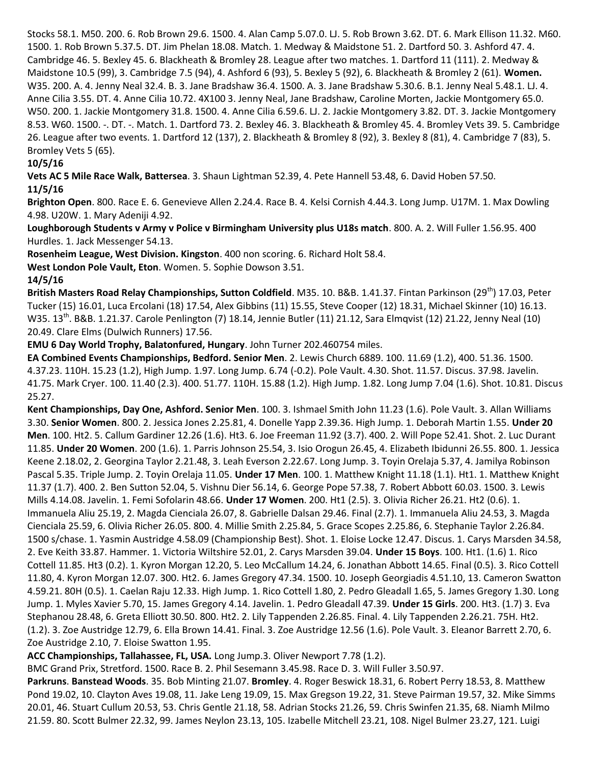Stocks 58.1. M50. 200. 6. Rob Brown 29.6. 1500. 4. Alan Camp 5.07.0. LJ. 5. Rob Brown 3.62. DT. 6. Mark Ellison 11.32. M60. 1500. 1. Rob Brown 5.37.5. DT. Jim Phelan 18.08. Match. 1. Medway & Maidstone 51. 2. Dartford 50. 3. Ashford 47. 4. Cambridge 46. 5. Bexley 45. 6. Blackheath & Bromley 28. League after two matches. 1. Dartford 11 (111). 2. Medway & Maidstone 10.5 (99), 3. Cambridge 7.5 (94), 4. Ashford 6 (93), 5. Bexley 5 (92), 6. Blackheath & Bromley 2 (61). **Women.** W35. 200. A. 4. Jenny Neal 32.4. B. 3. Jane Bradshaw 36.4. 1500. A. 3. Jane Bradshaw 5.30.6. B.1. Jenny Neal 5.48.1. LJ. 4. Anne Cilia 3.55. DT. 4. Anne Cilia 10.72. 4X100 3. Jenny Neal, Jane Bradshaw, Caroline Morten, Jackie Montgomery 65.0. W50. 200. 1. Jackie Montgomery 31.8. 1500. 4. Anne Cilia 6.59.6. LJ. 2. Jackie Montgomery 3.82. DT. 3. Jackie Montgomery 8.53. W60. 1500. -. DT. -. Match. 1. Dartford 73. 2. Bexley 46. 3. Blackheath & Bromley 45. 4. Bromley Vets 39. 5. Cambridge 26. League after two events. 1. Dartford 12 (137), 2. Blackheath & Bromley 8 (92), 3. Bexley 8 (81), 4. Cambridge 7 (83), 5. Bromley Vets 5 (65).

**10/5/16**

**Vets AC 5 Mile Race Walk, Battersea**. 3. Shaun Lightman 52.39, 4. Pete Hannell 53.48, 6. David Hoben 57.50.

**11/5/16**

**Brighton Open**. 800. Race E. 6. Genevieve Allen 2.24.4. Race B. 4. Kelsi Cornish 4.44.3. Long Jump. U17M. 1. Max Dowling 4.98. U20W. 1. Mary Adeniji 4.92.

**Loughborough Students v Army v Police v Birmingham University plus U18s match**. 800. A. 2. Will Fuller 1.56.95. 400 Hurdles. 1. Jack Messenger 54.13.

**Rosenheim League, West Division. Kingston**. 400 non scoring. 6. Richard Holt 58.4.

**West London Pole Vault, Eton**. Women. 5. Sophie Dowson 3.51.

**14/5/16**

**British Masters Road Relay Championships, Sutton Coldfield**. M35. 10. B&B. 1.41.37. Fintan Parkinson (29th) 17.03, Peter Tucker (15) 16.01, Luca Ercolani (18) 17.54, Alex Gibbins (11) 15.55, Steve Cooper (12) 18.31, Michael Skinner (10) 16.13. W35. 13th. B&B. 1.21.37. Carole Penlington (7) 18.14, Jennie Butler (11) 21.12, Sara Elmqvist (12) 21.22, Jenny Neal (10) 20.49. Clare Elms (Dulwich Runners) 17.56.

**EMU 6 Day World Trophy, Balatonfured, Hungary**. John Turner 202.460754 miles.

**EA Combined Events Championships, Bedford. Senior Men**. 2. Lewis Church 6889. 100. 11.69 (1.2), 400. 51.36. 1500. 4.37.23. 110H. 15.23 (1.2), High Jump. 1.97. Long Jump. 6.74 (-0.2). Pole Vault. 4.30. Shot. 11.57. Discus. 37.98. Javelin. 41.75. Mark Cryer. 100. 11.40 (2.3). 400. 51.77. 110H. 15.88 (1.2). High Jump. 1.82. Long Jump 7.04 (1.6). Shot. 10.81. Discus 25.27.

**Kent Championships, Day One, Ashford. Senior Men**. 100. 3. Ishmael Smith John 11.23 (1.6). Pole Vault. 3. Allan Williams 3.30. **Senior Women**. 800. 2. Jessica Jones 2.25.81, 4. Donelle Yapp 2.39.36. High Jump. 1. Deborah Martin 1.55. **Under 20 Men**. 100. Ht2. 5. Callum Gardiner 12.26 (1.6). Ht3. 6. Joe Freeman 11.92 (3.7). 400. 2. Will Pope 52.41. Shot. 2. Luc Durant 11.85. **Under 20 Women**. 200 (1.6). 1. Parris Johnson 25.54, 3. Isio Orogun 26.45, 4. Elizabeth Ibidunni 26.55. 800. 1. Jessica Keene 2.18.02, 2. Georgina Taylor 2.21.48, 3. Leah Everson 2.22.67. Long Jump. 3. Toyin Orelaja 5.37, 4. Jamilya Robinson Pascal 5.35. Triple Jump. 2. Toyin Orelaja 11.05. **Under 17 Men**. 100. 1. Matthew Knight 11.18 (1.1). Ht1. 1. Matthew Knight 11.37 (1.7). 400. 2. Ben Sutton 52.04, 5. Vishnu Dier 56.14, 6. George Pope 57.38, 7. Robert Abbott 60.03. 1500. 3. Lewis Mills 4.14.08. Javelin. 1. Femi Sofolarin 48.66. **Under 17 Women**. 200. Ht1 (2.5). 3. Olivia Richer 26.21. Ht2 (0.6). 1. Immanuela Aliu 25.19, 2. Magda Cienciala 26.07, 8. Gabrielle Dalsan 29.46. Final (2.7). 1. Immanuela Aliu 24.53, 3. Magda Cienciala 25.59, 6. Olivia Richer 26.05. 800. 4. Millie Smith 2.25.84, 5. Grace Scopes 2.25.86, 6. Stephanie Taylor 2.26.84. 1500 s/chase. 1. Yasmin Austridge 4.58.09 (Championship Best). Shot. 1. Eloise Locke 12.47. Discus. 1. Carys Marsden 34.58, 2. Eve Keith 33.87. Hammer. 1. Victoria Wiltshire 52.01, 2. Carys Marsden 39.04. **Under 15 Boys**. 100. Ht1. (1.6) 1. Rico Cottell 11.85. Ht3 (0.2). 1. Kyron Morgan 12.20, 5. Leo McCallum 14.24, 6. Jonathan Abbott 14.65. Final (0.5). 3. Rico Cottell 11.80, 4. Kyron Morgan 12.07. 300. Ht2. 6. James Gregory 47.34. 1500. 10. Joseph Georgiadis 4.51.10, 13. Cameron Swatton 4.59.21. 80H (0.5). 1. Caelan Raju 12.33. High Jump. 1. Rico Cottell 1.80, 2. Pedro Gleadall 1.65, 5. James Gregory 1.30. Long Jump. 1. Myles Xavier 5.70, 15. James Gregory 4.14. Javelin. 1. Pedro Gleadall 47.39. **Under 15 Girls**. 200. Ht3. (1.7) 3. Eva Stephanou 28.48, 6. Greta Elliott 30.50. 800. Ht2. 2. Lily Tappenden 2.26.85. Final. 4. Lily Tappenden 2.26.21. 75H. Ht2. (1.2). 3. Zoe Austridge 12.79, 6. Ella Brown 14.41. Final. 3. Zoe Austridge 12.56 (1.6). Pole Vault. 3. Eleanor Barrett 2.70, 6. Zoe Austridge 2.10, 7. Eloise Swatton 1.95.

**ACC Championships, Tallahassee, FL, USA.** Long Jump.3. Oliver Newport 7.78 (1.2).

BMC Grand Prix, Stretford. 1500. Race B. 2. Phil Sesemann 3.45.98. Race D. 3. Will Fuller 3.50.97.

**Parkruns**. **Banstead Woods**. 35. Bob Minting 21.07. **Bromley**. 4. Roger Beswick 18.31, 6. Robert Perry 18.53, 8. Matthew Pond 19.02, 10. Clayton Aves 19.08, 11. Jake Leng 19.09, 15. Max Gregson 19.22, 31. Steve Pairman 19.57, 32. Mike Simms 20.01, 46. Stuart Cullum 20.53, 53. Chris Gentle 21.18, 58. Adrian Stocks 21.26, 59. Chris Swinfen 21.35, 68. Niamh Milmo 21.59. 80. Scott Bulmer 22.32, 99. James Neylon 23.13, 105. Izabelle Mitchell 23.21, 108. Nigel Bulmer 23.27, 121. Luigi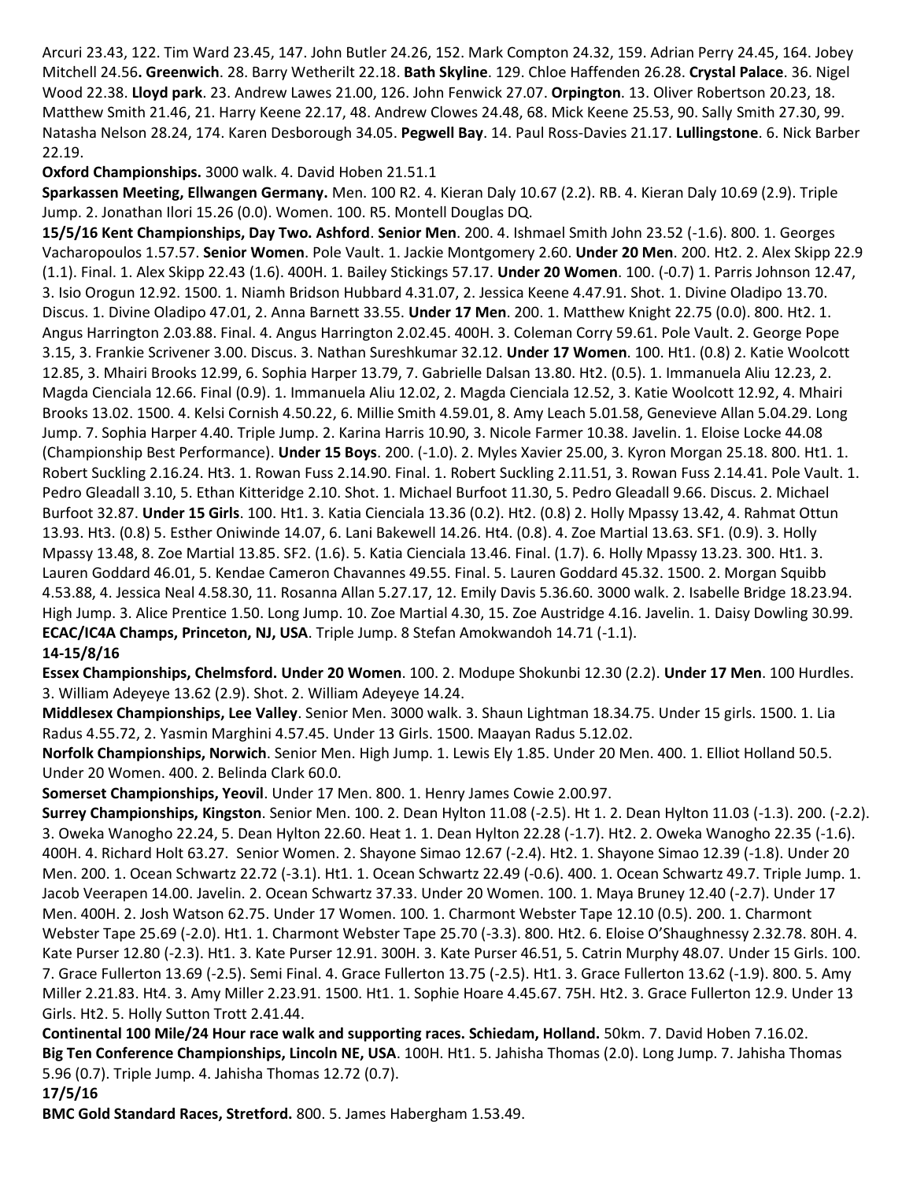Arcuri 23.43, 122. Tim Ward 23.45, 147. John Butler 24.26, 152. Mark Compton 24.32, 159. Adrian Perry 24.45, 164. Jobey Mitchell 24.56**. Greenwich**. 28. Barry Wetherilt 22.18. **Bath Skyline**. 129. Chloe Haffenden 26.28. **Crystal Palace**. 36. Nigel Wood 22.38. **Lloyd park**. 23. Andrew Lawes 21.00, 126. John Fenwick 27.07. **Orpington**. 13. Oliver Robertson 20.23, 18. Matthew Smith 21.46, 21. Harry Keene 22.17, 48. Andrew Clowes 24.48, 68. Mick Keene 25.53, 90. Sally Smith 27.30, 99. Natasha Nelson 28.24, 174. Karen Desborough 34.05. **Pegwell Bay**. 14. Paul Ross-Davies 21.17. **Lullingstone**. 6. Nick Barber 22.19.

**Oxford Championships.** 3000 walk. 4. David Hoben 21.51.1

**Sparkassen Meeting, Ellwangen Germany.** Men. 100 R2. 4. Kieran Daly 10.67 (2.2). RB. 4. Kieran Daly 10.69 (2.9). Triple Jump. 2. Jonathan Ilori 15.26 (0.0). Women. 100. R5. Montell Douglas DQ.

**15/5/16 Kent Championships, Day Two. Ashford**. **Senior Men**. 200. 4. Ishmael Smith John 23.52 (-1.6). 800. 1. Georges Vacharopoulos 1.57.57. **Senior Women**. Pole Vault. 1. Jackie Montgomery 2.60. **Under 20 Men**. 200. Ht2. 2. Alex Skipp 22.9 (1.1). Final. 1. Alex Skipp 22.43 (1.6). 400H. 1. Bailey Stickings 57.17. **Under 20 Women**. 100. (-0.7) 1. Parris Johnson 12.47, 3. Isio Orogun 12.92. 1500. 1. Niamh Bridson Hubbard 4.31.07, 2. Jessica Keene 4.47.91. Shot. 1. Divine Oladipo 13.70. Discus. 1. Divine Oladipo 47.01, 2. Anna Barnett 33.55. **Under 17 Men**. 200. 1. Matthew Knight 22.75 (0.0). 800. Ht2. 1. Angus Harrington 2.03.88. Final. 4. Angus Harrington 2.02.45. 400H. 3. Coleman Corry 59.61. Pole Vault. 2. George Pope 3.15, 3. Frankie Scrivener 3.00. Discus. 3. Nathan Sureshkumar 32.12. **Under 17 Women**. 100. Ht1. (0.8) 2. Katie Woolcott 12.85, 3. Mhairi Brooks 12.99, 6. Sophia Harper 13.79, 7. Gabrielle Dalsan 13.80. Ht2. (0.5). 1. Immanuela Aliu 12.23, 2. Magda Cienciala 12.66. Final (0.9). 1. Immanuela Aliu 12.02, 2. Magda Cienciala 12.52, 3. Katie Woolcott 12.92, 4. Mhairi Brooks 13.02. 1500. 4. Kelsi Cornish 4.50.22, 6. Millie Smith 4.59.01, 8. Amy Leach 5.01.58, Genevieve Allan 5.04.29. Long Jump. 7. Sophia Harper 4.40. Triple Jump. 2. Karina Harris 10.90, 3. Nicole Farmer 10.38. Javelin. 1. Eloise Locke 44.08 (Championship Best Performance). **Under 15 Boys**. 200. (-1.0). 2. Myles Xavier 25.00, 3. Kyron Morgan 25.18. 800. Ht1. 1. Robert Suckling 2.16.24. Ht3. 1. Rowan Fuss 2.14.90. Final. 1. Robert Suckling 2.11.51, 3. Rowan Fuss 2.14.41. Pole Vault. 1. Pedro Gleadall 3.10, 5. Ethan Kitteridge 2.10. Shot. 1. Michael Burfoot 11.30, 5. Pedro Gleadall 9.66. Discus. 2. Michael Burfoot 32.87. **Under 15 Girls**. 100. Ht1. 3. Katia Cienciala 13.36 (0.2). Ht2. (0.8) 2. Holly Mpassy 13.42, 4. Rahmat Ottun 13.93. Ht3. (0.8) 5. Esther Oniwinde 14.07, 6. Lani Bakewell 14.26. Ht4. (0.8). 4. Zoe Martial 13.63. SF1. (0.9). 3. Holly Mpassy 13.48, 8. Zoe Martial 13.85. SF2. (1.6). 5. Katia Cienciala 13.46. Final. (1.7). 6. Holly Mpassy 13.23. 300. Ht1. 3. Lauren Goddard 46.01, 5. Kendae Cameron Chavannes 49.55. Final. 5. Lauren Goddard 45.32. 1500. 2. Morgan Squibb 4.53.88, 4. Jessica Neal 4.58.30, 11. Rosanna Allan 5.27.17, 12. Emily Davis 5.36.60. 3000 walk. 2. Isabelle Bridge 18.23.94. High Jump. 3. Alice Prentice 1.50. Long Jump. 10. Zoe Martial 4.30, 15. Zoe Austridge 4.16. Javelin. 1. Daisy Dowling 30.99.

**ECAC/IC4A Champs, Princeton, NJ, USA**. Triple Jump. 8 Stefan Amokwandoh 14.71 (-1.1).

**14-15/8/16**

**Essex Championships, Chelmsford. Under 20 Women**. 100. 2. Modupe Shokunbi 12.30 (2.2). **Under 17 Men**. 100 Hurdles. 3. William Adeyeye 13.62 (2.9). Shot. 2. William Adeyeye 14.24.

**Middlesex Championships, Lee Valley**. Senior Men. 3000 walk. 3. Shaun Lightman 18.34.75. Under 15 girls. 1500. 1. Lia Radus 4.55.72, 2. Yasmin Marghini 4.57.45. Under 13 Girls. 1500. Maayan Radus 5.12.02.

**Norfolk Championships, Norwich**. Senior Men. High Jump. 1. Lewis Ely 1.85. Under 20 Men. 400. 1. Elliot Holland 50.5. Under 20 Women. 400. 2. Belinda Clark 60.0.

**Somerset Championships, Yeovil**. Under 17 Men. 800. 1. Henry James Cowie 2.00.97.

**Surrey Championships, Kingston**. Senior Men. 100. 2. Dean Hylton 11.08 (-2.5). Ht 1. 2. Dean Hylton 11.03 (-1.3). 200. (-2.2). 3. Oweka Wanogho 22.24, 5. Dean Hylton 22.60. Heat 1. 1. Dean Hylton 22.28 (-1.7). Ht2. 2. Oweka Wanogho 22.35 (-1.6). 400H. 4. Richard Holt 63.27. Senior Women. 2. Shayone Simao 12.67 (-2.4). Ht2. 1. Shayone Simao 12.39 (-1.8). Under 20 Men. 200. 1. Ocean Schwartz 22.72 (-3.1). Ht1. 1. Ocean Schwartz 22.49 (-0.6). 400. 1. Ocean Schwartz 49.7. Triple Jump. 1. Jacob Veerapen 14.00. Javelin. 2. Ocean Schwartz 37.33. Under 20 Women. 100. 1. Maya Bruney 12.40 (-2.7). Under 17 Men. 400H. 2. Josh Watson 62.75. Under 17 Women. 100. 1. Charmont Webster Tape 12.10 (0.5). 200. 1. Charmont Webster Tape 25.69 (-2.0). Ht1. 1. Charmont Webster Tape 25.70 (-3.3). 800. Ht2. 6. Eloise O'Shaughnessy 2.32.78. 80H. 4. Kate Purser 12.80 (-2.3). Ht1. 3. Kate Purser 12.91. 300H. 3. Kate Purser 46.51, 5. Catrin Murphy 48.07. Under 15 Girls. 100. 7. Grace Fullerton 13.69 (-2.5). Semi Final. 4. Grace Fullerton 13.75 (-2.5). Ht1. 3. Grace Fullerton 13.62 (-1.9). 800. 5. Amy Miller 2.21.83. Ht4. 3. Amy Miller 2.23.91. 1500. Ht1. 1. Sophie Hoare 4.45.67. 75H. Ht2. 3. Grace Fullerton 12.9. Under 13 Girls. Ht2. 5. Holly Sutton Trott 2.41.44.

**Continental 100 Mile/24 Hour race walk and supporting races. Schiedam, Holland.** 50km. 7. David Hoben 7.16.02.

**Big Ten Conference Championships, Lincoln NE, USA**. 100H. Ht1. 5. Jahisha Thomas (2.0). Long Jump. 7. Jahisha Thomas 5.96 (0.7). Triple Jump. 4. Jahisha Thomas 12.72 (0.7).

**17/5/16**

**BMC Gold Standard Races, Stretford.** 800. 5. James Habergham 1.53.49.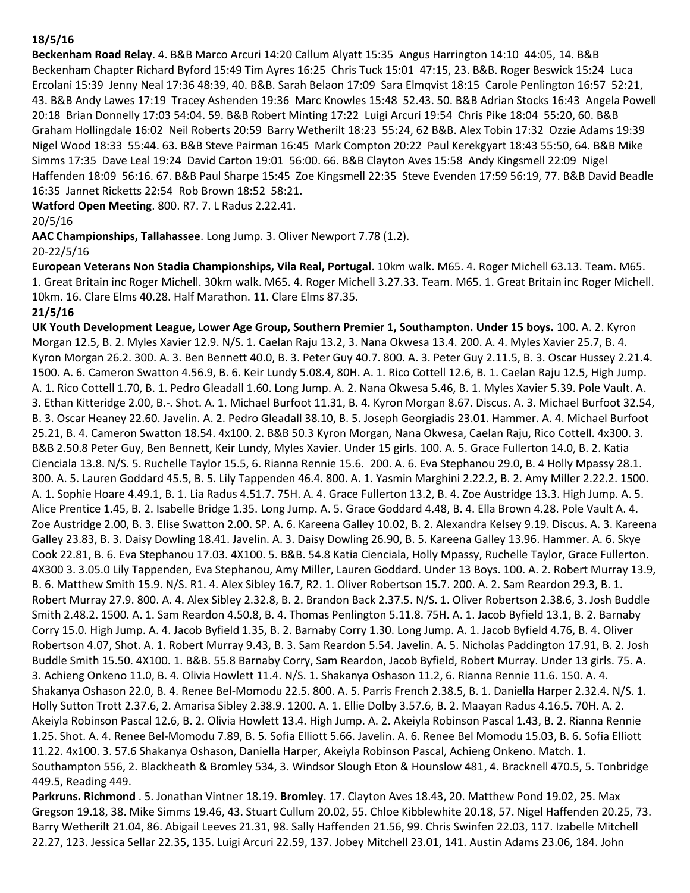**18/5/16**

**Beckenham Road Relay**. 4. B&B Marco Arcuri 14:20 Callum Alyatt 15:35 Angus Harrington 14:10 44:05, 14. B&B Beckenham Chapter Richard Byford 15:49 Tim Ayres 16:25 Chris Tuck 15:01 47:15, 23. B&B. Roger Beswick 15:24 Luca Ercolani 15:39 Jenny Neal 17:36 48:39, 40. B&B. Sarah Belaon 17:09 Sara Elmqvist 18:15 Carole Penlington 16:57 52:21, 43. B&B Andy Lawes 17:19 Tracey Ashenden 19:36 Marc Knowles 15:48 52.43. 50. B&B Adrian Stocks 16:43 Angela Powell 20:18 Brian Donnelly 17:03 54:04. 59. B&B Robert Minting 17:22 Luigi Arcuri 19:54 Chris Pike 18:04 55:20, 60. B&B Graham Hollingdale 16:02 Neil Roberts 20:59 Barry Wetherilt 18:23 55:24, 62 B&B. Alex Tobin 17:32 Ozzie Adams 19:39 Nigel Wood 18:33 55:44. 63. B&B Steve Pairman 16:45 Mark Compton 20:22 Paul Kerekgyart 18:43 55:50, 64. B&B Mike Simms 17:35 Dave Leal 19:24 David Carton 19:01 56:00. 66. B&B Clayton Aves 15:58 Andy Kingsmell 22:09 Nigel Haffenden 18:09 56:16. 67. B&B Paul Sharpe 15:45 Zoe Kingsmell 22:35 Steve Evenden 17:59 56:19, 77. B&B David Beadle 16:35 Jannet Ricketts 22:54 Rob Brown 18:52 58:21.

**Watford Open Meeting**. 800. R7. 7. L Radus 2.22.41.

20/5/16

**AAC Championships, Tallahassee**. Long Jump. 3. Oliver Newport 7.78 (1.2).

20-22/5/16

**European Veterans Non Stadia Championships, Vila Real, Portugal**. 10km walk. M65. 4. Roger Michell 63.13. Team. M65. 1. Great Britain inc Roger Michell. 30km walk. M65. 4. Roger Michell 3.27.33. Team. M65. 1. Great Britain inc Roger Michell. 10km. 16. Clare Elms 40.28. Half Marathon. 11. Clare Elms 87.35.

**21/5/16**

**UK Youth Development League, Lower Age Group, Southern Premier 1, Southampton. Under 15 boys.** 100. A. 2. Kyron Morgan 12.5, B. 2. Myles Xavier 12.9. N/S. 1. Caelan Raju 13.2, 3. Nana Okwesa 13.4. 200. A. 4. Myles Xavier 25.7, B. 4. Kyron Morgan 26.2. 300. A. 3. Ben Bennett 40.0, B. 3. Peter Guy 40.7. 800. A. 3. Peter Guy 2.11.5, B. 3. Oscar Hussey 2.21.4. 1500. A. 6. Cameron Swatton 4.56.9, B. 6. Keir Lundy 5.08.4, 80H. A. 1. Rico Cottell 12.6, B. 1. Caelan Raju 12.5, High Jump. A. 1. Rico Cottell 1.70, B. 1. Pedro Gleadall 1.60. Long Jump. A. 2. Nana Okwesa 5.46, B. 1. Myles Xavier 5.39. Pole Vault. A. 3. Ethan Kitteridge 2.00, B.-. Shot. A. 1. Michael Burfoot 11.31, B. 4. Kyron Morgan 8.67. Discus. A. 3. Michael Burfoot 32.54, B. 3. Oscar Heaney 22.60. Javelin. A. 2. Pedro Gleadall 38.10, B. 5. Joseph Georgiadis 23.01. Hammer. A. 4. Michael Burfoot 25.21, B. 4. Cameron Swatton 18.54. 4x100. 2. B&B 50.3 Kyron Morgan, Nana Okwesa, Caelan Raju, Rico Cottell. 4x300. 3. B&B 2.50.8 Peter Guy, Ben Bennett, Keir Lundy, Myles Xavier. Under 15 girls. 100. A. 5. Grace Fullerton 14.0, B. 2. Katia Cienciala 13.8. N/S. 5. Ruchelle Taylor 15.5, 6. Rianna Rennie 15.6. 200. A. 6. Eva Stephanou 29.0, B. 4 Holly Mpassy 28.1. 300. A. 5. Lauren Goddard 45.5, B. 5. Lily Tappenden 46.4. 800. A. 1. Yasmin Marghini 2.22.2, B. 2. Amy Miller 2.22.2. 1500. A. 1. Sophie Hoare 4.49.1, B. 1. Lia Radus 4.51.7. 75H. A. 4. Grace Fullerton 13.2, B. 4. Zoe Austridge 13.3. High Jump. A. 5. Alice Prentice 1.45, B. 2. Isabelle Bridge 1.35. Long Jump. A. 5. Grace Goddard 4.48, B. 4. Ella Brown 4.28. Pole Vault A. 4. Zoe Austridge 2.00, B. 3. Elise Swatton 2.00. SP. A. 6. Kareena Galley 10.02, B. 2. Alexandra Kelsey 9.19. Discus. A. 3. Kareena Galley 23.83, B. 3. Daisy Dowling 18.41. Javelin. A. 3. Daisy Dowling 26.90, B. 5. Kareena Galley 13.96. Hammer. A. 6. Skye Cook 22.81, B. 6. Eva Stephanou 17.03. 4X100. 5. B&B. 54.8 Katia Cienciala, Holly Mpassy, Ruchelle Taylor, Grace Fullerton. 4X300 3. 3.05.0 Lily Tappenden, Eva Stephanou, Amy Miller, Lauren Goddard. Under 13 Boys. 100. A. 2. Robert Murray 13.9, B. 6. Matthew Smith 15.9. N/S. R1. 4. Alex Sibley 16.7, R2. 1. Oliver Robertson 15.7. 200. A. 2. Sam Reardon 29.3, B. 1. Robert Murray 27.9. 800. A. 4. Alex Sibley 2.32.8, B. 2. Brandon Back 2.37.5. N/S. 1. Oliver Robertson 2.38.6, 3. Josh Buddle Smith 2.48.2. 1500. A. 1. Sam Reardon 4.50.8, B. 4. Thomas Penlington 5.11.8. 75H. A. 1. Jacob Byfield 13.1, B. 2. Barnaby Corry 15.0. High Jump. A. 4. Jacob Byfield 1.35, B. 2. Barnaby Corry 1.30. Long Jump. A. 1. Jacob Byfield 4.76, B. 4. Oliver Robertson 4.07, Shot. A. 1. Robert Murray 9.43, B. 3. Sam Reardon 5.54. Javelin. A. 5. Nicholas Paddington 17.91, B. 2. Josh Buddle Smith 15.50. 4X100. 1. B&B. 55.8 Barnaby Corry, Sam Reardon, Jacob Byfield, Robert Murray. Under 13 girls. 75. A. 3. Achieng Onkeno 11.0, B. 4. Olivia Howlett 11.4. N/S. 1. Shakanya Oshason 11.2, 6. Rianna Rennie 11.6. 150. A. 4. Shakanya Oshason 22.0, B. 4. Renee Bel-Momodu 22.5. 800. A. 5. Parris French 2.38.5, B. 1. Daniella Harper 2.32.4. N/S. 1. Holly Sutton Trott 2.37.6, 2. Amarisa Sibley 2.38.9. 1200. A. 1. Ellie Dolby 3.57.6, B. 2. Maayan Radus 4.16.5. 70H. A. 2. Akeiyla Robinson Pascal 12.6, B. 2. Olivia Howlett 13.4. High Jump. A. 2. Akeiyla Robinson Pascal 1.43, B. 2. Rianna Rennie 1.25. Shot. A. 4. Renee Bel-Momodu 7.89, B. 5. Sofia Elliott 5.66. Javelin. A. 6. Renee Bel Momodu 15.03, B. 6. Sofia Elliott 11.22. 4x100. 3. 57.6 Shakanya Oshason, Daniella Harper, Akeiyla Robinson Pascal, Achieng Onkeno. Match. 1. Southampton 556, 2. Blackheath & Bromley 534, 3. Windsor Slough Eton & Hounslow 481, 4. Bracknell 470.5, 5. Tonbridge 449.5, Reading 449.

**Parkruns. Richmond** . 5. Jonathan Vintner 18.19. **Bromley**. 17. Clayton Aves 18.43, 20. Matthew Pond 19.02, 25. Max Gregson 19.18, 38. Mike Simms 19.46, 43. Stuart Cullum 20.02, 55. Chloe Kibblewhite 20.18, 57. Nigel Haffenden 20.25, 73. Barry Wetherilt 21.04, 86. Abigail Leeves 21.31, 98. Sally Haffenden 21.56, 99. Chris Swinfen 22.03, 117. Izabelle Mitchell 22.27, 123. Jessica Sellar 22.35, 135. Luigi Arcuri 22.59, 137. Jobey Mitchell 23.01, 141. Austin Adams 23.06, 184. John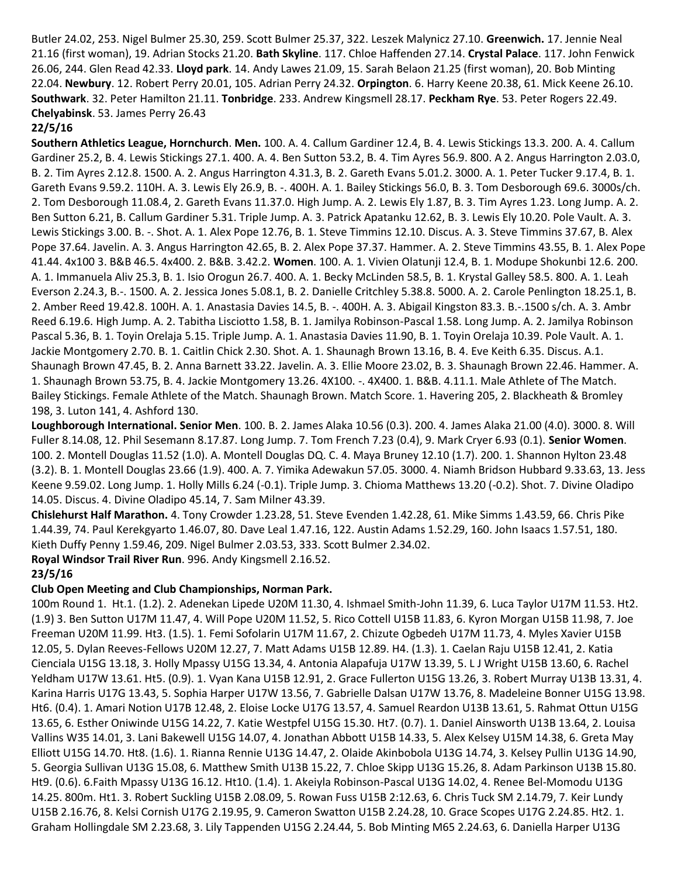Butler 24.02, 253. Nigel Bulmer 25.30, 259. Scott Bulmer 25.37, 322. Leszek Malynicz 27.10. **Greenwich.** 17. Jennie Neal 21.16 (first woman), 19. Adrian Stocks 21.20. **Bath Skyline**. 117. Chloe Haffenden 27.14. **Crystal Palace**. 117. John Fenwick 26.06, 244. Glen Read 42.33. **Lloyd park**. 14. Andy Lawes 21.09, 15. Sarah Belaon 21.25 (first woman), 20. Bob Minting 22.04. **Newbury**. 12. Robert Perry 20.01, 105. Adrian Perry 24.32. **Orpington**. 6. Harry Keene 20.38, 61. Mick Keene 26.10. **Southwark**. 32. Peter Hamilton 21.11. **Tonbridge**. 233. Andrew Kingsmell 28.17. **Peckham Rye**. 53. Peter Rogers 22.49. **Chelyabinsk**. 53. James Perry 26.43

**22/5/16**

**Southern Athletics League, Hornchurch**. **Men.** 100. A. 4. Callum Gardiner 12.4, B. 4. Lewis Stickings 13.3. 200. A. 4. Callum Gardiner 25.2, B. 4. Lewis Stickings 27.1. 400. A. 4. Ben Sutton 53.2, B. 4. Tim Ayres 56.9. 800. A 2. Angus Harrington 2.03.0, B. 2. Tim Ayres 2.12.8. 1500. A. 2. Angus Harrington 4.31.3, B. 2. Gareth Evans 5.01.2. 3000. A. 1. Peter Tucker 9.17.4, B. 1. Gareth Evans 9.59.2. 110H. A. 3. Lewis Ely 26.9, B. -. 400H. A. 1. Bailey Stickings 56.0, B. 3. Tom Desborough 69.6. 3000s/ch. 2. Tom Desborough 11.08.4, 2. Gareth Evans 11.37.0. High Jump. A. 2. Lewis Ely 1.87, B. 3. Tim Ayres 1.23. Long Jump. A. 2. Ben Sutton 6.21, B. Callum Gardiner 5.31. Triple Jump. A. 3. Patrick Apatanku 12.62, B. 3. Lewis Ely 10.20. Pole Vault. A. 3. Lewis Stickings 3.00. B. -. Shot. A. 1. Alex Pope 12.76, B. 1. Steve Timmins 12.10. Discus. A. 3. Steve Timmins 37.67, B. Alex Pope 37.64. Javelin. A. 3. Angus Harrington 42.65, B. 2. Alex Pope 37.37. Hammer. A. 2. Steve Timmins 43.55, B. 1. Alex Pope 41.44. 4x100 3. B&B 46.5. 4x400. 2. B&B. 3.42.2. **Women**. 100. A. 1. Vivien Olatunji 12.4, B. 1. Modupe Shokunbi 12.6. 200. A. 1. Immanuela Aliv 25.3, B. 1. Isio Orogun 26.7. 400. A. 1. Becky McLinden 58.5, B. 1. Krystal Galley 58.5. 800. A. 1. Leah Everson 2.24.3, B.-. 1500. A. 2. Jessica Jones 5.08.1, B. 2. Danielle Critchley 5.38.8. 5000. A. 2. Carole Penlington 18.25.1, B. 2. Amber Reed 19.42.8. 100H. A. 1. Anastasia Davies 14.5, B. -. 400H. A. 3. Abigail Kingston 83.3. B.-.1500 s/ch. A. 3. Ambr Reed 6.19.6. High Jump. A. 2. Tabitha Lisciotto 1.58, B. 1. Jamilya Robinson-Pascal 1.58. Long Jump. A. 2. Jamilya Robinson Pascal 5.36, B. 1. Toyin Orelaja 5.15. Triple Jump. A. 1. Anastasia Davies 11.90, B. 1. Toyin Orelaja 10.39. Pole Vault. A. 1. Jackie Montgomery 2.70. B. 1. Caitlin Chick 2.30. Shot. A. 1. Shaunagh Brown 13.16, B. 4. Eve Keith 6.35. Discus. A.1. Shaunagh Brown 47.45, B. 2. Anna Barnett 33.22. Javelin. A. 3. Ellie Moore 23.02, B. 3. Shaunagh Brown 22.46. Hammer. A. 1. Shaunagh Brown 53.75, B. 4. Jackie Montgomery 13.26. 4X100. -. 4X400. 1. B&B. 4.11.1. Male Athlete of The Match. Bailey Stickings. Female Athlete of the Match. Shaunagh Brown. Match Score. 1. Havering 205, 2. Blackheath & Bromley 198, 3. Luton 141, 4. Ashford 130.

**Loughborough International. Senior Men**. 100. B. 2. James Alaka 10.56 (0.3). 200. 4. James Alaka 21.00 (4.0). 3000. 8. Will Fuller 8.14.08, 12. Phil Sesemann 8.17.87. Long Jump. 7. Tom French 7.23 (0.4), 9. Mark Cryer 6.93 (0.1). **Senior Women**. 100. 2. Montell Douglas 11.52 (1.0). A. Montell Douglas DQ. C. 4. Maya Bruney 12.10 (1.7). 200. 1. Shannon Hylton 23.48 (3.2). B. 1. Montell Douglas 23.66 (1.9). 400. A. 7. Yimika Adewakun 57.05. 3000. 4. Niamh Bridson Hubbard 9.33.63, 13. Jess Keene 9.59.02. Long Jump. 1. Holly Mills 6.24 (-0.1). Triple Jump. 3. Chioma Matthews 13.20 (-0.2). Shot. 7. Divine Oladipo 14.05. Discus. 4. Divine Oladipo 45.14, 7. Sam Milner 43.39.

**Chislehurst Half Marathon.** 4. Tony Crowder 1.23.28, 51. Steve Evenden 1.42.28, 61. Mike Simms 1.43.59, 66. Chris Pike 1.44.39, 74. Paul Kerekgyarto 1.46.07, 80. Dave Leal 1.47.16, 122. Austin Adams 1.52.29, 160. John Isaacs 1.57.51, 180. Kieth Duffy Penny 1.59.46, 209. Nigel Bulmer 2.03.53, 333. Scott Bulmer 2.34.02.

**Royal Windsor Trail River Run**. 996. Andy Kingsmell 2.16.52.

**23/5/16**

**Club Open Meeting and Club Championships, Norman Park.**

100m Round 1. Ht.1. (1.2). 2. Adenekan Lipede U20M 11.30, 4. Ishmael Smith-John 11.39, 6. Luca Taylor U17M 11.53. Ht2. (1.9) 3. Ben Sutton U17M 11.47, 4. Will Pope U20M 11.52, 5. Rico Cottell U15B 11.83, 6. Kyron Morgan U15B 11.98, 7. Joe Freeman U20M 11.99. Ht3. (1.5). 1. Femi Sofolarin U17M 11.67, 2. Chizute Ogbedeh U17M 11.73, 4. Myles Xavier U15B 12.05, 5. Dylan Reeves-Fellows U20M 12.27, 7. Matt Adams U15B 12.89. H4. (1.3). 1. Caelan Raju U15B 12.41, 2. Katia Cienciala U15G 13.18, 3. Holly Mpassy U15G 13.34, 4. Antonia Alapafuja U17W 13.39, 5. L J Wright U15B 13.60, 6. Rachel Yeldham U17W 13.61. Ht5. (0.9). 1. Vyan Kana U15B 12.91, 2. Grace Fullerton U15G 13.26, 3. Robert Murray U13B 13.31, 4. Karina Harris U17G 13.43, 5. Sophia Harper U17W 13.56, 7. Gabrielle Dalsan U17W 13.76, 8. Madeleine Bonner U15G 13.98. Ht6. (0.4). 1. Amari Notion U17B 12.48, 2. Eloise Locke U17G 13.57, 4. Samuel Reardon U13B 13.61, 5. Rahmat Ottun U15G 13.65, 6. Esther Oniwinde U15G 14.22, 7. Katie Westpfel U15G 15.30. Ht7. (0.7). 1. Daniel Ainsworth U13B 13.64, 2. Louisa Vallins W35 14.01, 3. Lani Bakewell U15G 14.07, 4. Jonathan Abbott U15B 14.33, 5. Alex Kelsey U15M 14.38, 6. Greta May Elliott U15G 14.70. Ht8. (1.6). 1. Rianna Rennie U13G 14.47, 2. Olaide Akinbobola U13G 14.74, 3. Kelsey Pullin U13G 14.90, 5. Georgia Sullivan U13G 15.08, 6. Matthew Smith U13B 15.22, 7. Chloe Skipp U13G 15.26, 8. Adam Parkinson U13B 15.80. Ht9. (0.6). 6.Faith Mpassy U13G 16.12. Ht10. (1.4). 1. Akeiyla Robinson-Pascal U13G 14.02, 4. Renee Bel-Momodu U13G 14.25. 800m. Ht1. 3. Robert Suckling U15B 2.08.09, 5. Rowan Fuss U15B 2:12.63, 6. Chris Tuck SM 2.14.79, 7. Keir Lundy U15B 2.16.76, 8. Kelsi Cornish U17G 2.19.95, 9. Cameron Swatton U15B 2.24.28, 10. Grace Scopes U17G 2.24.85. Ht2. 1. Graham Hollingdale SM 2.23.68, 3. Lily Tappenden U15G 2.24.44, 5. Bob Minting M65 2.24.63, 6. Daniella Harper U13G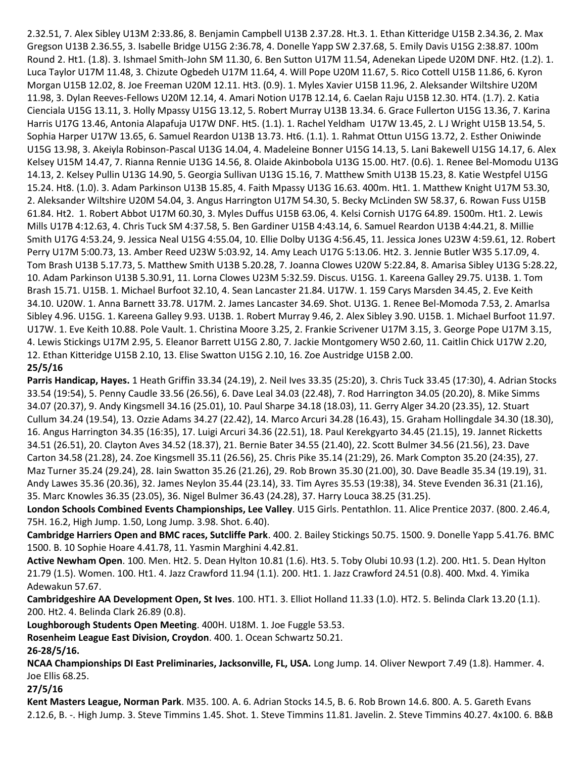2.32.51, 7. Alex Sibley U13M 2:33.86, 8. Benjamin Campbell U13B 2.37.28. Ht.3. 1. Ethan Kitteridge U15B 2.34.36, 2. Max Gregson U13B 2.36.55, 3. Isabelle Bridge U15G 2:36.78, 4. Donelle Yapp SW 2.37.68, 5. Emily Davis U15G 2:38.87. 100m Round 2. Ht1. (1.8). 3. Ishmael Smith-John SM 11.30, 6. Ben Sutton U17M 11.54, Adenekan Lipede U20M DNF. Ht2. (1.2). 1. Luca Taylor U17M 11.48, 3. Chizute Ogbedeh U17M 11.64, 4. Will Pope U20M 11.67, 5. Rico Cottell U15B 11.86, 6. Kyron Morgan U15B 12.02, 8. Joe Freeman U20M 12.11. Ht3. (0.9). 1. Myles Xavier U15B 11.96, 2. Aleksander Wiltshire U20M 11.98, 3. Dylan Reeves-Fellows U20M 12.14, 4. Amari Notion U17B 12.14, 6. Caelan Raju U15B 12.30. HT4. (1.7). 2. Katia Cienciala U15G 13.11, 3. Holly Mpassy U15G 13.12, 5. Robert Murray U13B 13.34. 6. Grace Fullerton U15G 13.36, 7. Karina Harris U17G 13.46, Antonia Alapafuja U17W DNF. Ht5. (1.1). 1. Rachel Yeldham U17W 13.45, 2. L J Wright U15B 13.54, 5. Sophia Harper U17W 13.65, 6. Samuel Reardon U13B 13.73. Ht6. (1.1). 1. Rahmat Ottun U15G 13.72, 2. Esther Oniwinde U15G 13.98, 3. Akeiyla Robinson-Pascal U13G 14.04, 4. Madeleine Bonner U15G 14.13, 5. Lani Bakewell U15G 14.17, 6. Alex Kelsey U15M 14.47, 7. Rianna Rennie U13G 14.56, 8. Olaide Akinbobola U13G 15.00. Ht7. (0.6). 1. Renee Bel-Momodu U13G 14.13, 2. Kelsey Pullin U13G 14.90, 5. Georgia Sullivan U13G 15.16, 7. Matthew Smith U13B 15.23, 8. Katie Westpfel U15G 15.24. Ht8. (1.0). 3. Adam Parkinson U13B 15.85, 4. Faith Mpassy U13G 16.63. 400m. Ht1. 1. Matthew Knight U17M 53.30, 2. Aleksander Wiltshire U20M 54.04, 3. Angus Harrington U17M 54.30, 5. Becky McLinden SW 58.37, 6. Rowan Fuss U15B 61.84. Ht2. 1. Robert Abbot U17M 60.30, 3. Myles Duffus U15B 63.06, 4. Kelsi Cornish U17G 64.89. 1500m. Ht1. 2. Lewis Mills U17B 4:12.63, 4. Chris Tuck SM 4:37.58, 5. Ben Gardiner U15B 4:43.14, 6. Samuel Reardon U13B 4:44.21, 8. Millie Smith U17G 4:53.24, 9. Jessica Neal U15G 4:55.04, 10. Ellie Dolby U13G 4:56.45, 11. Jessica Jones U23W 4:59.61, 12. Robert Perry U17M 5:00.73, 13. Amber Reed U23W 5:03.92, 14. Amy Leach U17G 5:13.06. Ht2. 3. Jennie Butler W35 5.17.09, 4. Tom Brash U13B 5.17.73, 5. Matthew Smith U13B 5.20.28, 7. Joanna Clowes U20W 5:22.84, 8. Amarisa Sibley U13G 5:28.22, 10. Adam Parkinson U13B 5.30.91, 11. Lorna Clowes U23M 5:32.59. Discus. U15G. 1. Kareena Galley 29.75. U13B. 1. Tom Brash 15.71. U15B. 1. Michael Burfoot 32.10, 4. Sean Lancaster 21.84. U17W. 1. 159 Carys Marsden 34.45, 2. Eve Keith 34.10. U20W. 1. Anna Barnett 33.78. U17M. 2. James Lancaster 34.69. Shot. U13G. 1. Renee Bel-Momoda 7.53, 2. AmarIsa Sibley 4.96. U15G. 1. Kareena Galley 9.93. U13B. 1. Robert Murray 9.46, 2. Alex Sibley 3.90. U15B. 1. Michael Burfoot 11.97. U17W. 1. Eve Keith 10.88. Pole Vault. 1. Christina Moore 3.25, 2. Frankie Scrivener U17M 3.15, 3. George Pope U17M 3.15, 4. Lewis Stickings U17M 2.95, 5. Eleanor Barrett U15G 2.80, 7. Jackie Montgomery W50 2.60, 11. Caitlin Chick U17W 2.20, 12. Ethan Kitteridge U15B 2.10, 13. Elise Swatton U15G 2.10, 16. Zoe Austridge U15B 2.00.

**25/5/16**

**Parris Handicap, Hayes.** 1 Heath Griffin 33.34 (24.19), 2. Neil Ives 33.35 (25:20), 3. Chris Tuck 33.45 (17:30), 4. Adrian Stocks 33.54 (19:54), 5. Penny Caudle 33.56 (26.56), 6. Dave Leal 34.03 (22.48), 7. Rod Harrington 34.05 (20.20), 8. Mike Simms 34.07 (20.37), 9. Andy Kingsmell 34.16 (25.01), 10. Paul Sharpe 34.18 (18.03), 11. Gerry Alger 34.20 (23.35), 12. Stuart Cullum 34.24 (19.54), 13. Ozzie Adams 34.27 (22.42), 14. Marco Arcuri 34.28 (16.43), 15. Graham Hollingdale 34.30 (18.30), 16. Angus Harrington 34.35 (16:35), 17. Luigi Arcuri 34.36 (22.51), 18. Paul Kerekgyarto 34.45 (21.15), 19. Jannet Ricketts 34.51 (26.51), 20. Clayton Aves 34.52 (18.37), 21. Bernie Bater 34.55 (21.40), 22. Scott Bulmer 34.56 (21.56), 23. Dave Carton 34.58 (21.28), 24. Zoe Kingsmell 35.11 (26.56), 25. Chris Pike 35.14 (21:29), 26. Mark Compton 35.20 (24:35), 27. Maz Turner 35.24 (29.24), 28. Iain Swatton 35.26 (21.26), 29. Rob Brown 35.30 (21.00), 30. Dave Beadle 35.34 (19.19), 31. Andy Lawes 35.36 (20.36), 32. James Neylon 35.44 (23.14), 33. Tim Ayres 35.53 (19:38), 34. Steve Evenden 36.31 (21.16), 35. Marc Knowles 36.35 (23.05), 36. Nigel Bulmer 36.43 (24.28), 37. Harry Louca 38.25 (31.25).

**London Schools Combined Events Championships, Lee Valley**. U15 Girls. Pentathlon. 11. Alice Prentice 2037. (800. 2.46.4, 75H. 16.2, High Jump. 1.50, Long Jump. 3.98. Shot. 6.40).

**Cambridge Harriers Open and BMC races, Sutcliffe Park**. 400. 2. Bailey Stickings 50.75. 1500. 9. Donelle Yapp 5.41.76. BMC 1500. B. 10 Sophie Hoare 4.41.78, 11. Yasmin Marghini 4.42.81.

**Active Newham Open**. 100. Men. Ht2. 5. Dean Hylton 10.81 (1.6). Ht3. 5. Toby Olubi 10.93 (1.2). 200. Ht1. 5. Dean Hylton 21.79 (1.5). Women. 100. Ht1. 4. Jazz Crawford 11.94 (1.1). 200. Ht1. 1. Jazz Crawford 24.51 (0.8). 400. Mxd. 4. Yimika Adewakun 57.67.

**Cambridgeshire AA Development Open, St Ives**. 100. HT1. 3. Elliot Holland 11.33 (1.0). HT2. 5. Belinda Clark 13.20 (1.1). 200. Ht2. 4. Belinda Clark 26.89 (0.8).

**Loughborough Students Open Meeting**. 400H. U18M. 1. Joe Fuggle 53.53.

**Rosenheim League East Division, Croydon**. 400. 1. Ocean Schwartz 50.21.

**26-28/5/16.**

**NCAA Championships DI East Preliminaries, Jacksonville, FL, USA.** Long Jump. 14. Oliver Newport 7.49 (1.8). Hammer. 4. Joe Ellis 68.25.

**27/5/16**

**Kent Masters League, Norman Park**. M35. 100. A. 6. Adrian Stocks 14.5, B. 6. Rob Brown 14.6. 800. A. 5. Gareth Evans 2.12.6, B. -. High Jump. 3. Steve Timmins 1.45. Shot. 1. Steve Timmins 11.81. Javelin. 2. Steve Timmins 40.27. 4x100. 6. B&B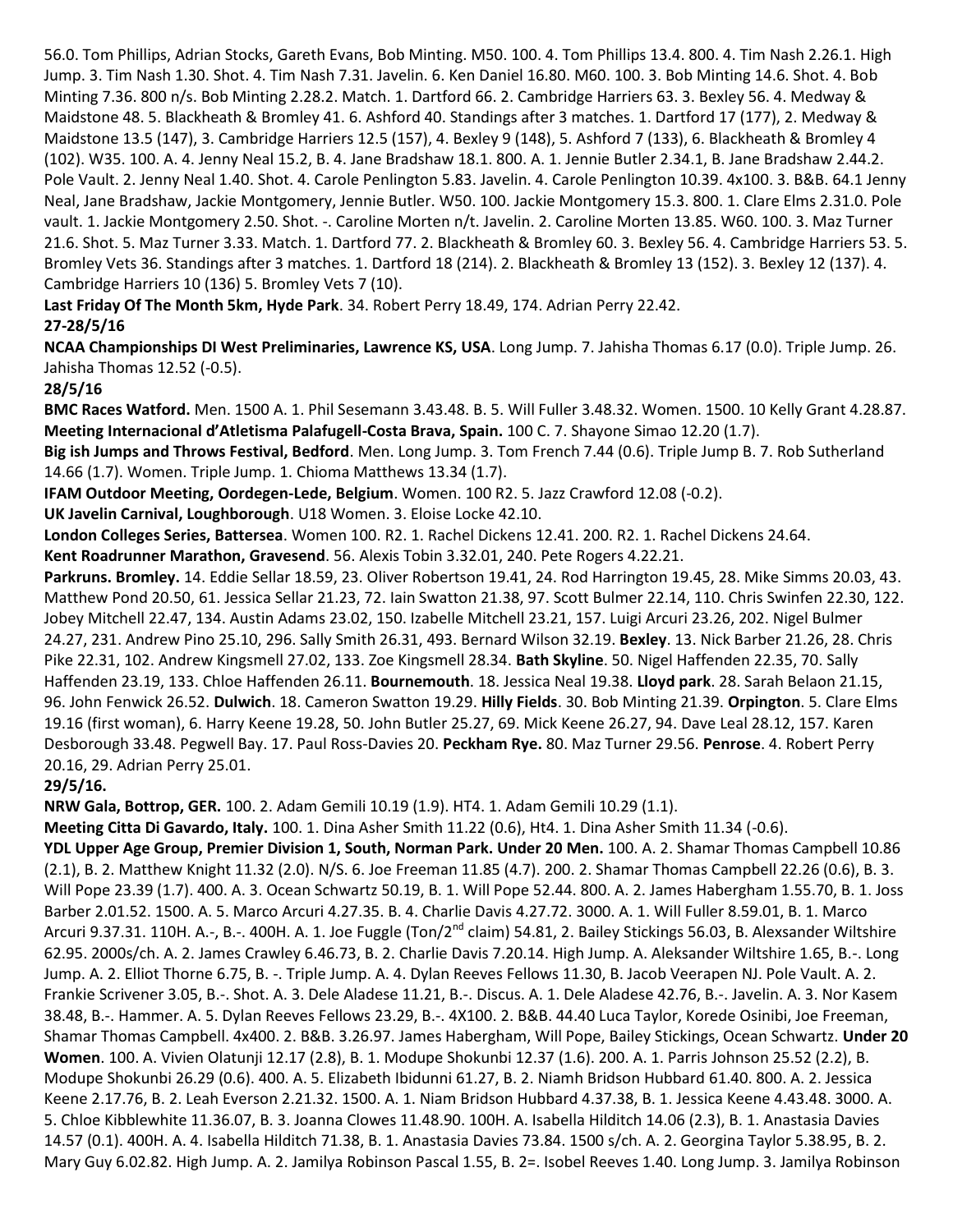56.0. Tom Phillips, Adrian Stocks, Gareth Evans, Bob Minting. M50. 100. 4. Tom Phillips 13.4. 800. 4. Tim Nash 2.26.1. High Jump. 3. Tim Nash 1.30. Shot. 4. Tim Nash 7.31. Javelin. 6. Ken Daniel 16.80. M60. 100. 3. Bob Minting 14.6. Shot. 4. Bob Minting 7.36. 800 n/s. Bob Minting 2.28.2. Match. 1. Dartford 66. 2. Cambridge Harriers 63. 3. Bexley 56. 4. Medway & Maidstone 48. 5. Blackheath & Bromley 41. 6. Ashford 40. Standings after 3 matches. 1. Dartford 17 (177), 2. Medway & Maidstone 13.5 (147), 3. Cambridge Harriers 12.5 (157), 4. Bexley 9 (148), 5. Ashford 7 (133), 6. Blackheath & Bromley 4 (102). W35. 100. A. 4. Jenny Neal 15.2, B. 4. Jane Bradshaw 18.1. 800. A. 1. Jennie Butler 2.34.1, B. Jane Bradshaw 2.44.2. Pole Vault. 2. Jenny Neal 1.40. Shot. 4. Carole Penlington 5.83. Javelin. 4. Carole Penlington 10.39. 4x100. 3. B&B. 64.1 Jenny Neal, Jane Bradshaw, Jackie Montgomery, Jennie Butler. W50. 100. Jackie Montgomery 15.3. 800. 1. Clare Elms 2.31.0. Pole vault. 1. Jackie Montgomery 2.50. Shot. -. Caroline Morten n/t. Javelin. 2. Caroline Morten 13.85. W60. 100. 3. Maz Turner 21.6. Shot. 5. Maz Turner 3.33. Match. 1. Dartford 77. 2. Blackheath & Bromley 60. 3. Bexley 56. 4. Cambridge Harriers 53. 5. Bromley Vets 36. Standings after 3 matches. 1. Dartford 18 (214). 2. Blackheath & Bromley 13 (152). 3. Bexley 12 (137). 4. Cambridge Harriers 10 (136) 5. Bromley Vets 7 (10).

**Last Friday Of The Month 5km, Hyde Park**. 34. Robert Perry 18.49, 174. Adrian Perry 22.42.

**27-28/5/16**

**NCAA Championships DI West Preliminaries, Lawrence KS, USA**. Long Jump. 7. Jahisha Thomas 6.17 (0.0). Triple Jump. 26. Jahisha Thomas 12.52 (-0.5).

**28/5/16**

**BMC Races Watford.** Men. 1500 A. 1. Phil Sesemann 3.43.48. B. 5. Will Fuller 3.48.32. Women. 1500. 10 Kelly Grant 4.28.87.

**Meeting Internacional d'Atletisma Palafugell-Costa Brava, Spain.** 100 C. 7. Shayone Simao 12.20 (1.7).

**Big ish Jumps and Throws Festival, Bedford**. Men. Long Jump. 3. Tom French 7.44 (0.6). Triple Jump B. 7. Rob Sutherland 14.66 (1.7). Women. Triple Jump. 1. Chioma Matthews 13.34 (1.7).

**IFAM Outdoor Meeting, Oordegen-Lede, Belgium**. Women. 100 R2. 5. Jazz Crawford 12.08 (-0.2).

**UK Javelin Carnival, Loughborough**. U18 Women. 3. Eloise Locke 42.10.

**London Colleges Series, Battersea**. Women 100. R2. 1. Rachel Dickens 12.41. 200. R2. 1. Rachel Dickens 24.64.

**Kent Roadrunner Marathon, Gravesend**. 56. Alexis Tobin 3.32.01, 240. Pete Rogers 4.22.21.

**Parkruns. Bromley.** 14. Eddie Sellar 18.59, 23. Oliver Robertson 19.41, 24. Rod Harrington 19.45, 28. Mike Simms 20.03, 43. Matthew Pond 20.50, 61. Jessica Sellar 21.23, 72. Iain Swatton 21.38, 97. Scott Bulmer 22.14, 110. Chris Swinfen 22.30, 122. Jobey Mitchell 22.47, 134. Austin Adams 23.02, 150. Izabelle Mitchell 23.21, 157. Luigi Arcuri 23.26, 202. Nigel Bulmer 24.27, 231. Andrew Pino 25.10, 296. Sally Smith 26.31, 493. Bernard Wilson 32.19. **Bexley**. 13. Nick Barber 21.26, 28. Chris Pike 22.31, 102. Andrew Kingsmell 27.02, 133. Zoe Kingsmell 28.34. **Bath Skyline**. 50. Nigel Haffenden 22.35, 70. Sally Haffenden 23.19, 133. Chloe Haffenden 26.11. **Bournemouth**. 18. Jessica Neal 19.38. **Lloyd park**. 28. Sarah Belaon 21.15, 96. John Fenwick 26.52. **Dulwich**. 18. Cameron Swatton 19.29. **Hilly Fields**. 30. Bob Minting 21.39. **Orpington**. 5. Clare Elms 19.16 (first woman), 6. Harry Keene 19.28, 50. John Butler 25.27, 69. Mick Keene 26.27, 94. Dave Leal 28.12, 157. Karen Desborough 33.48. Pegwell Bay. 17. Paul Ross-Davies 20. **Peckham Rye.** 80. Maz Turner 29.56. **Penrose**. 4. Robert Perry 20.16, 29. Adrian Perry 25.01.

**29/5/16.**

**NRW Gala, Bottrop, GER.** 100. 2. Adam Gemili 10.19 (1.9). HT4. 1. Adam Gemili 10.29 (1.1).

**Meeting Citta Di Gavardo, Italy.** 100. 1. Dina Asher Smith 11.22 (0.6), Ht4. 1. Dina Asher Smith 11.34 (-0.6).

**YDL Upper Age Group, Premier Division 1, South, Norman Park. Under 20 Men.** 100. A. 2. Shamar Thomas Campbell 10.86 (2.1), B. 2. Matthew Knight 11.32 (2.0). N/S. 6. Joe Freeman 11.85 (4.7). 200. 2. Shamar Thomas Campbell 22.26 (0.6), B. 3. Will Pope 23.39 (1.7). 400. A. 3. Ocean Schwartz 50.19, B. 1. Will Pope 52.44. 800. A. 2. James Habergham 1.55.70, B. 1. Joss Barber 2.01.52. 1500. A. 5. Marco Arcuri 4.27.35. B. 4. Charlie Davis 4.27.72. 3000. A. 1. Will Fuller 8.59.01, B. 1. Marco Arcuri 9.37.31. 110H. A.-, B.-. 400H. A. 1. Joe Fuggle (Ton/2nd claim) 54.81, 2. Bailey Stickings 56.03, B. Alexsander Wiltshire 62.95. 2000s/ch. A. 2. James Crawley 6.46.73, B. 2. Charlie Davis 7.20.14. High Jump. A. Aleksander Wiltshire 1.65, B.-. Long Jump. A. 2. Elliot Thorne 6.75, B. -. Triple Jump. A. 4. Dylan Reeves Fellows 11.30, B. Jacob Veerapen NJ. Pole Vault. A. 2. Frankie Scrivener 3.05, B.-. Shot. A. 3. Dele Aladese 11.21, B.-. Discus. A. 1. Dele Aladese 42.76, B.-. Javelin. A. 3. Nor Kasem 38.48, B.-. Hammer. A. 5. Dylan Reeves Fellows 23.29, B.-. 4X100. 2. B&B. 44.40 Luca Taylor, Korede Osinibi, Joe Freeman, Shamar Thomas Campbell. 4x400. 2. B&B. 3.26.97. James Habergham, Will Pope, Bailey Stickings, Ocean Schwartz. **Under 20 Women**. 100. A. Vivien Olatunji 12.17 (2.8), B. 1. Modupe Shokunbi 12.37 (1.6). 200. A. 1. Parris Johnson 25.52 (2.2), B. Modupe Shokunbi 26.29 (0.6). 400. A. 5. Elizabeth Ibidunni 61.27, B. 2. Niamh Bridson Hubbard 61.40. 800. A. 2. Jessica Keene 2.17.76, B. 2. Leah Everson 2.21.32. 1500. A. 1. Niam Bridson Hubbard 4.37.38, B. 1. Jessica Keene 4.43.48. 3000. A. 5. Chloe Kibblewhite 11.36.07, B. 3. Joanna Clowes 11.48.90. 100H. A. Isabella Hilditch 14.06 (2.3), B. 1. Anastasia Davies 14.57 (0.1). 400H. A. 4. Isabella Hilditch 71.38, B. 1. Anastasia Davies 73.84. 1500 s/ch. A. 2. Georgina Taylor 5.38.95, B. 2. Mary Guy 6.02.82. High Jump. A. 2. Jamilya Robinson Pascal 1.55, B. 2=. Isobel Reeves 1.40. Long Jump. 3. Jamilya Robinson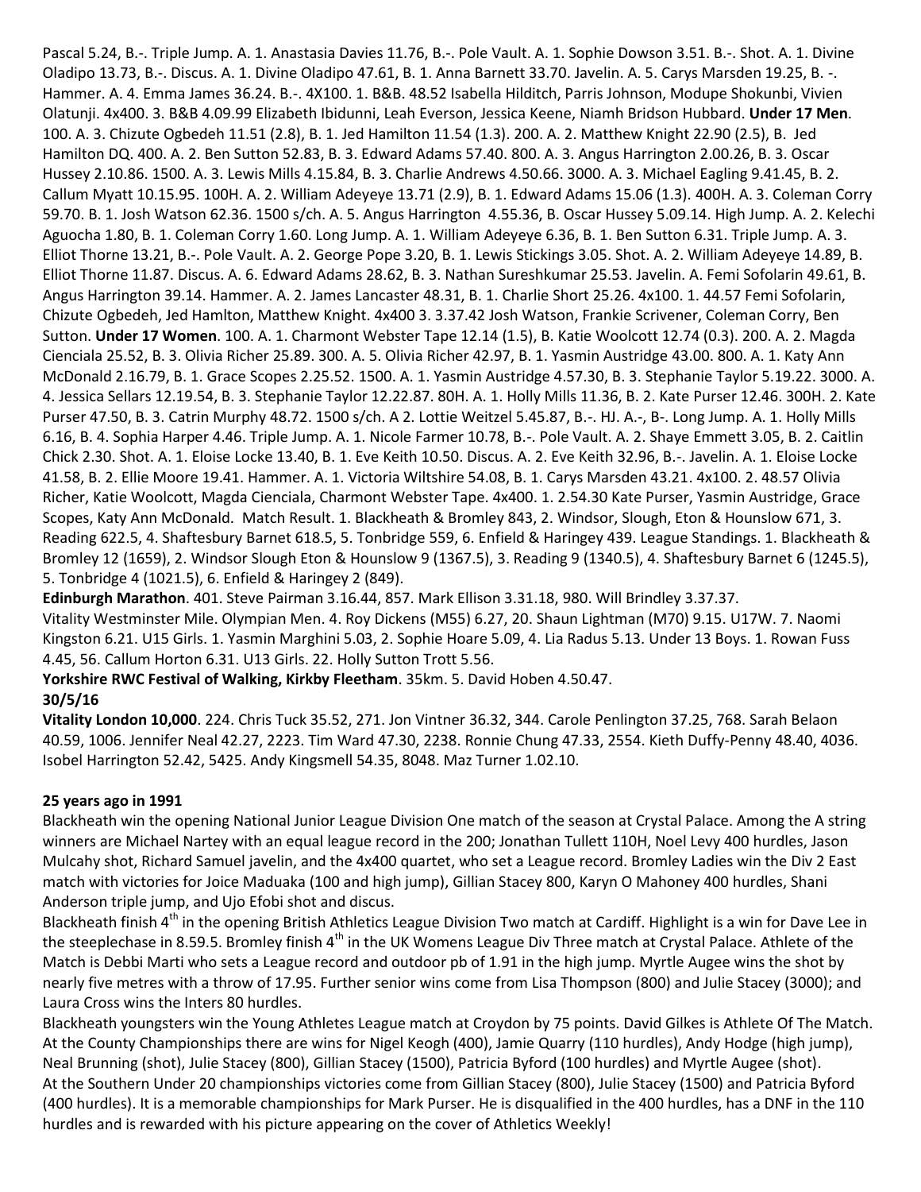Pascal 5.24, B.-. Triple Jump. A. 1. Anastasia Davies 11.76, B.-. Pole Vault. A. 1. Sophie Dowson 3.51. B.-. Shot. A. 1. Divine Oladipo 13.73, B.-. Discus. A. 1. Divine Oladipo 47.61, B. 1. Anna Barnett 33.70. Javelin. A. 5. Carys Marsden 19.25, B. -. Hammer. A. 4. Emma James 36.24. B.-. 4X100. 1. B&B. 48.52 Isabella Hilditch, Parris Johnson, Modupe Shokunbi, Vivien Olatunji. 4x400. 3. B&B 4.09.99 Elizabeth Ibidunni, Leah Everson, Jessica Keene, Niamh Bridson Hubbard. **Under 17 Men**. 100. A. 3. Chizute Ogbedeh 11.51 (2.8), B. 1. Jed Hamilton 11.54 (1.3). 200. A. 2. Matthew Knight 22.90 (2.5), B. Jed Hamilton DQ. 400. A. 2. Ben Sutton 52.83, B. 3. Edward Adams 57.40. 800. A. 3. Angus Harrington 2.00.26, B. 3. Oscar Hussey 2.10.86. 1500. A. 3. Lewis Mills 4.15.84, B. 3. Charlie Andrews 4.50.66. 3000. A. 3. Michael Eagling 9.41.45, B. 2. Callum Myatt 10.15.95. 100H. A. 2. William Adeyeye 13.71 (2.9), B. 1. Edward Adams 15.06 (1.3). 400H. A. 3. Coleman Corry 59.70. B. 1. Josh Watson 62.36. 1500 s/ch. A. 5. Angus Harrington 4.55.36, B. Oscar Hussey 5.09.14. High Jump. A. 2. Kelechi Aguocha 1.80, B. 1. Coleman Corry 1.60. Long Jump. A. 1. William Adeyeye 6.36, B. 1. Ben Sutton 6.31. Triple Jump. A. 3. Elliot Thorne 13.21, B.-. Pole Vault. A. 2. George Pope 3.20, B. 1. Lewis Stickings 3.05. Shot. A. 2. William Adeyeye 14.89, B. Elliot Thorne 11.87. Discus. A. 6. Edward Adams 28.62, B. 3. Nathan Sureshkumar 25.53. Javelin. A. Femi Sofolarin 49.61, B. Angus Harrington 39.14. Hammer. A. 2. James Lancaster 48.31, B. 1. Charlie Short 25.26. 4x100. 1. 44.57 Femi Sofolarin, Chizute Ogbedeh, Jed Hamlton, Matthew Knight. 4x400 3. 3.37.42 Josh Watson, Frankie Scrivener, Coleman Corry, Ben Sutton. **Under 17 Women**. 100. A. 1. Charmont Webster Tape 12.14 (1.5), B. Katie Woolcott 12.74 (0.3). 200. A. 2. Magda Cienciala 25.52, B. 3. Olivia Richer 25.89. 300. A. 5. Olivia Richer 42.97, B. 1. Yasmin Austridge 43.00. 800. A. 1. Katy Ann McDonald 2.16.79, B. 1. Grace Scopes 2.25.52. 1500. A. 1. Yasmin Austridge 4.57.30, B. 3. Stephanie Taylor 5.19.22. 3000. A. 4. Jessica Sellars 12.19.54, B. 3. Stephanie Taylor 12.22.87. 80H. A. 1. Holly Mills 11.36, B. 2. Kate Purser 12.46. 300H. 2. Kate Purser 47.50, B. 3. Catrin Murphy 48.72. 1500 s/ch. A 2. Lottie Weitzel 5.45.87, B.-. HJ. A.-, B-. Long Jump. A. 1. Holly Mills 6.16, B. 4. Sophia Harper 4.46. Triple Jump. A. 1. Nicole Farmer 10.78, B.-. Pole Vault. A. 2. Shaye Emmett 3.05, B. 2. Caitlin Chick 2.30. Shot. A. 1. Eloise Locke 13.40, B. 1. Eve Keith 10.50. Discus. A. 2. Eve Keith 32.96, B.-. Javelin. A. 1. Eloise Locke 41.58, B. 2. Ellie Moore 19.41. Hammer. A. 1. Victoria Wiltshire 54.08, B. 1. Carys Marsden 43.21. 4x100. 2. 48.57 Olivia Richer, Katie Woolcott, Magda Cienciala, Charmont Webster Tape. 4x400. 1. 2.54.30 Kate Purser, Yasmin Austridge, Grace Scopes, Katy Ann McDonald. Match Result. 1. Blackheath & Bromley 843, 2. Windsor, Slough, Eton & Hounslow 671, 3. Reading 622.5, 4. Shaftesbury Barnet 618.5, 5. Tonbridge 559, 6. Enfield & Haringey 439. League Standings. 1. Blackheath & Bromley 12 (1659), 2. Windsor Slough Eton & Hounslow 9 (1367.5), 3. Reading 9 (1340.5), 4. Shaftesbury Barnet 6 (1245.5), 5. Tonbridge 4 (1021.5), 6. Enfield & Haringey 2 (849).

**Edinburgh Marathon**. 401. Steve Pairman 3.16.44, 857. Mark Ellison 3.31.18, 980. Will Brindley 3.37.37.

Vitality Westminster Mile. Olympian Men. 4. Roy Dickens (M55) 6.27, 20. Shaun Lightman (M70) 9.15. U17W. 7. Naomi Kingston 6.21. U15 Girls. 1. Yasmin Marghini 5.03, 2. Sophie Hoare 5.09, 4. Lia Radus 5.13. Under 13 Boys. 1. Rowan Fuss 4.45, 56. Callum Horton 6.31. U13 Girls. 22. Holly Sutton Trott 5.56.

**Yorkshire RWC Festival of Walking, Kirkby Fleetham**. 35km. 5. David Hoben 4.50.47.

**30/5/16**

**Vitality London 10,000**. 224. Chris Tuck 35.52, 271. Jon Vintner 36.32, 344. Carole Penlington 37.25, 768. Sarah Belaon 40.59, 1006. Jennifer Neal 42.27, 2223. Tim Ward 47.30, 2238. Ronnie Chung 47.33, 2554. Kieth Duffy-Penny 48.40, 4036. Isobel Harrington 52.42, 5425. Andy Kingsmell 54.35, 8048. Maz Turner 1.02.10.

**25 years ago in 1991**

Blackheath win the opening National Junior League Division One match of the season at Crystal Palace. Among the A string winners are Michael Nartey with an equal league record in the 200; Jonathan Tullett 110H, Noel Levy 400 hurdles, Jason Mulcahy shot, Richard Samuel javelin, and the 4x400 quartet, who set a League record. Bromley Ladies win the Div 2 East match with victories for Joice Maduaka (100 and high jump), Gillian Stacey 800, Karyn O Mahoney 400 hurdles, Shani Anderson triple jump, and Ujo Efobi shot and discus.

Blackheath finish 4th in the opening British Athletics League Division Two match at Cardiff. Highlight is a win for Dave Lee in the steeplechase in 8.59.5. Bromley finish 4th in the UK Womens League Div Three match at Crystal Palace. Athlete of the Match is Debbi Marti who sets a League record and outdoor pb of 1.91 in the high jump. Myrtle Augee wins the shot by nearly five metres with a throw of 17.95. Further senior wins come from Lisa Thompson (800) and Julie Stacey (3000); and Laura Cross wins the Inters 80 hurdles.

Blackheath youngsters win the Young Athletes League match at Croydon by 75 points. David Gilkes is Athlete Of The Match. At the County Championships there are wins for Nigel Keogh (400), Jamie Quarry (110 hurdles), Andy Hodge (high jump), Neal Brunning (shot), Julie Stacey (800), Gillian Stacey (1500), Patricia Byford (100 hurdles) and Myrtle Augee (shot).

At the Southern Under 20 championships victories come from Gillian Stacey (800), Julie Stacey (1500) and Patricia Byford (400 hurdles). It is a memorable championships for Mark Purser. He is disqualified in the 400 hurdles, has a DNF in the 110 hurdles and is rewarded with his picture appearing on the cover of Athletics Weekly!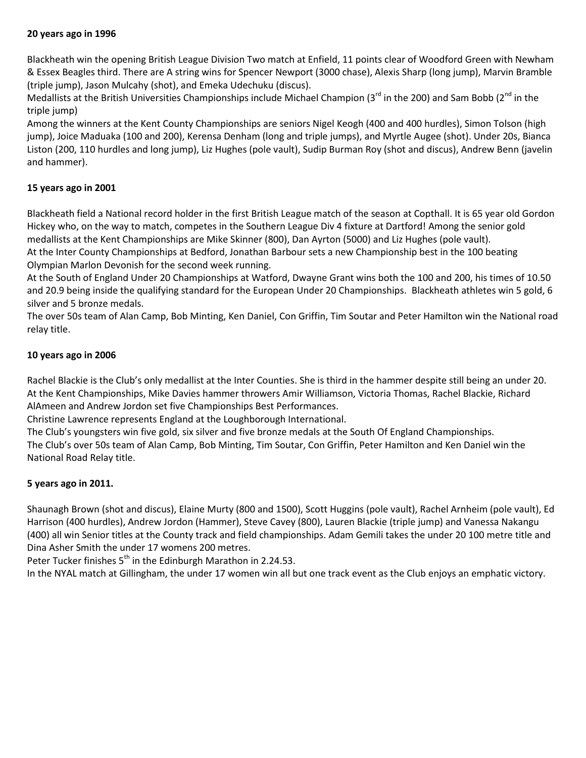**20 years ago in 1996**

Blackheath win the opening British League Division Two match at Enfield, 11 points clear of Woodford Green with Newham & Essex Beagles third. There are A string wins for Spencer Newport (3000 chase), Alexis Sharp (long jump), Marvin Bramble (triple jump), Jason Mulcahy (shot), and Emeka Udechuku (discus).
Medallists at the British Universities Championships include Michael Champion (3rd in the 200) and Sam Bobb (2nd in the triple jump)
Among the winners at the Kent County Championships are seniors Nigel Keogh (400 and 400 hurdles), Simon Tolson (high jump), Joice Maduaka (100 and 200), Kerensa Denham (long and triple jumps), and Myrtle Augee (shot). Under 20s, Bianca Liston (200, 110 hurdles and long jump), Liz Hughes (pole vault), Sudip Burman Roy (shot and discus), Andrew Benn (javelin and hammer).

**15 years ago in 2001**

Blackheath field a National record holder in the first British League match of the season at Copthall. It is 65 year old Gordon Hickey who, on the way to match, competes in the Southern League Div 4 fixture at Dartford! Among the senior gold medallists at the Kent Championships are Mike Skinner (800), Dan Ayrton (5000) and Liz Hughes (pole vault).
At the Inter County Championships at Bedford, Jonathan Barbour sets a new Championship best in the 100 beating Olympian Marlon Devonish for the second week running.
At the South of England Under 20 Championships at Watford, Dwayne Grant wins both the 100 and 200, his times of 10.50 and 20.9 being inside the qualifying standard for the European Under 20 Championships. Blackheath athletes win 5 gold, 6 silver and 5 bronze medals.
The over 50s team of Alan Camp, Bob Minting, Ken Daniel, Con Griffin, Tim Soutar and Peter Hamilton win the National road relay title.

**10 years ago in 2006**

Rachel Blackie is the Club's only medallist at the Inter Counties. She is third in the hammer despite still being an under 20.
At the Kent Championships, Mike Davies hammer throwers Amir Williamson, Victoria Thomas, Rachel Blackie, Richard AlAmeen and Andrew Jordon set five Championships Best Performances.
Christine Lawrence represents England at the Loughborough International.
The Club's youngsters win five gold, six silver and five bronze medals at the South Of England Championships.
The Club's over 50s team of Alan Camp, Bob Minting, Tim Soutar, Con Griffin, Peter Hamilton and Ken Daniel win the National Road Relay title.

**5 years ago in 2011.**

Shaunagh Brown (shot and discus), Elaine Murty (800 and 1500), Scott Huggins (pole vault), Rachel Arnheim (pole vault), Ed Harrison (400 hurdles), Andrew Jordon (Hammer), Steve Cavey (800), Lauren Blackie (triple jump) and Vanessa Nakangu (400) all win Senior titles at the County track and field championships. Adam Gemili takes the under 20 100 metre title and Dina Asher Smith the under 17 womens 200 metres.
Peter Tucker finishes 5th in the Edinburgh Marathon in 2.24.53.
In the NYAL match at Gillingham, the under 17 women win all but one track event as the Club enjoys an emphatic victory.